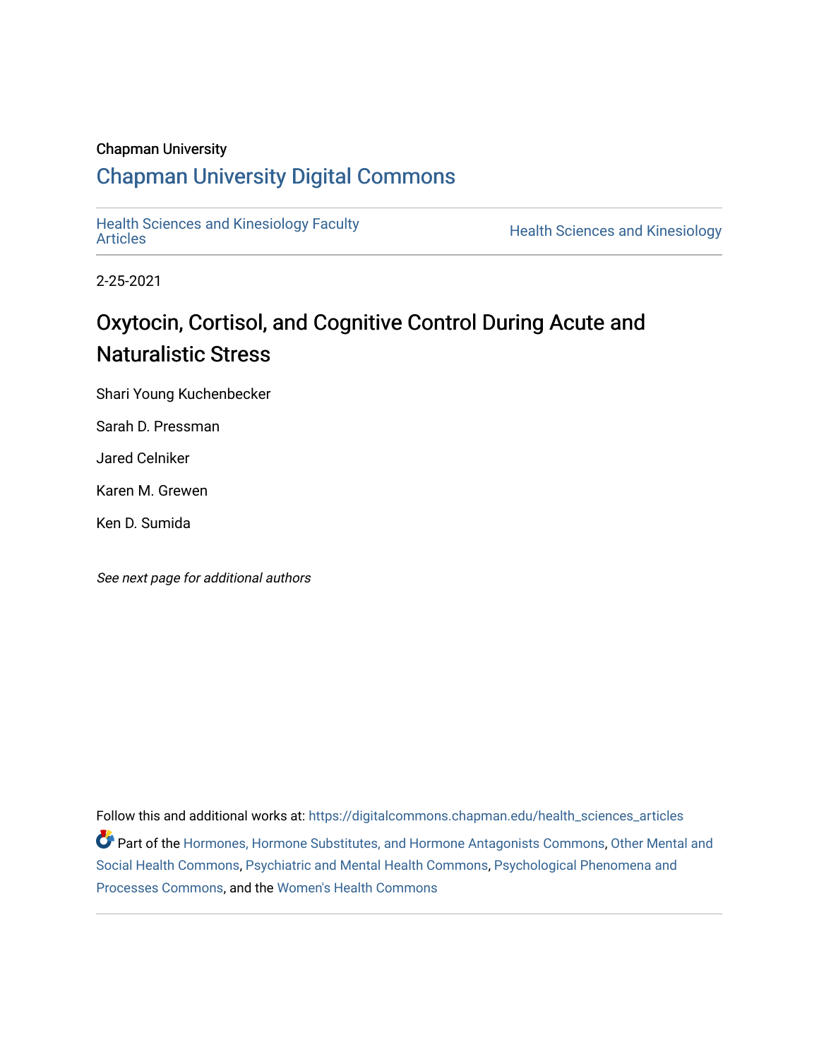Chapman University

# Chapman University Digital Commons

Health Sciences and Kinesiology Faculty Articles | Health Sciences and Kinesiology

2-25-2021

## Oxytocin, Cortisol, and Cognitive Control During Acute and Naturalistic Stress

Shari Young Kuchenbecker

Sarah D. Pressman

Jared Celniker

Karen M. Grewen

Ken D. Sumida

*See next page for additional authors*

Follow this and additional works at: https://digitalcommons.chapman.edu/health_sciences_articles

Part of the Hormones, Hormone Substitutes, and Hormone Antagonists Commons, Other Mental and Social Health Commons, Psychiatric and Mental Health Commons, Psychological Phenomena and Processes Commons, and the Women's Health Commons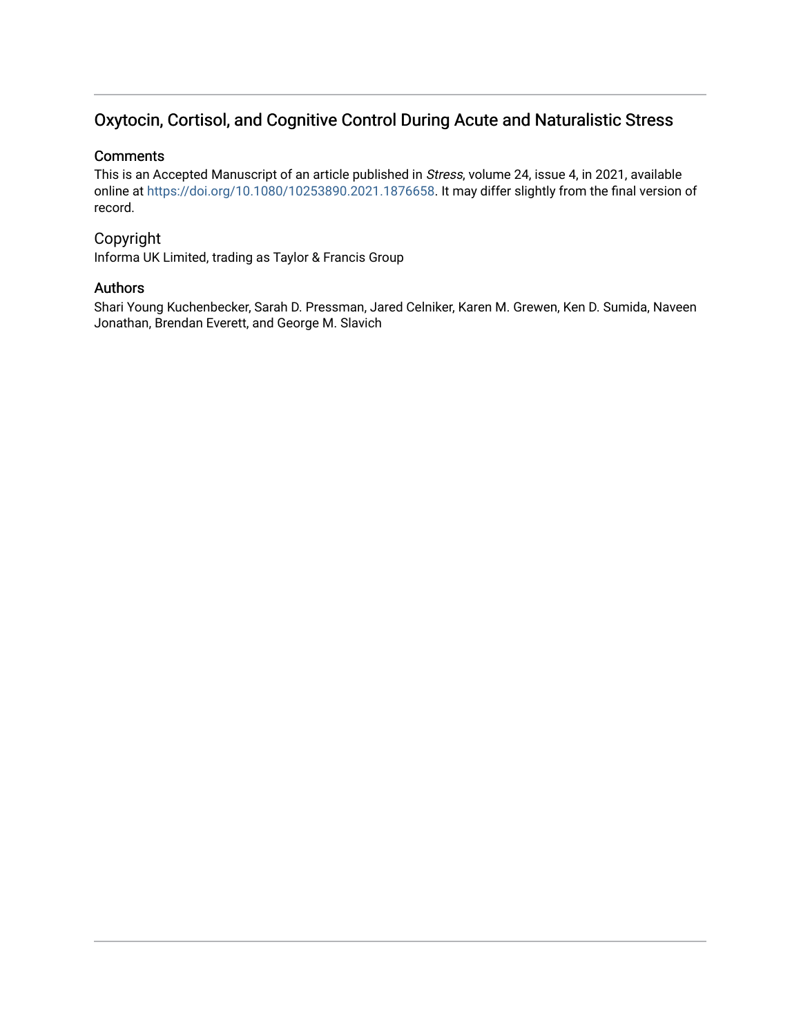# Oxytocin, Cortisol, and Cognitive Control During Acute and Naturalistic Stress

## Comments

This is an Accepted Manuscript of an article published in *Stress*, volume 24, issue 4, in 2021, available online at https://doi.org/10.1080/10253890.2021.1876658. It may differ slightly from the final version of record.

## Copyright

Informa UK Limited, trading as Taylor & Francis Group

## Authors

Shari Young Kuchenbecker, Sarah D. Pressman, Jared Celniker, Karen M. Grewen, Ken D. Sumida, Naveen Jonathan, Brendan Everett, and George M. Slavich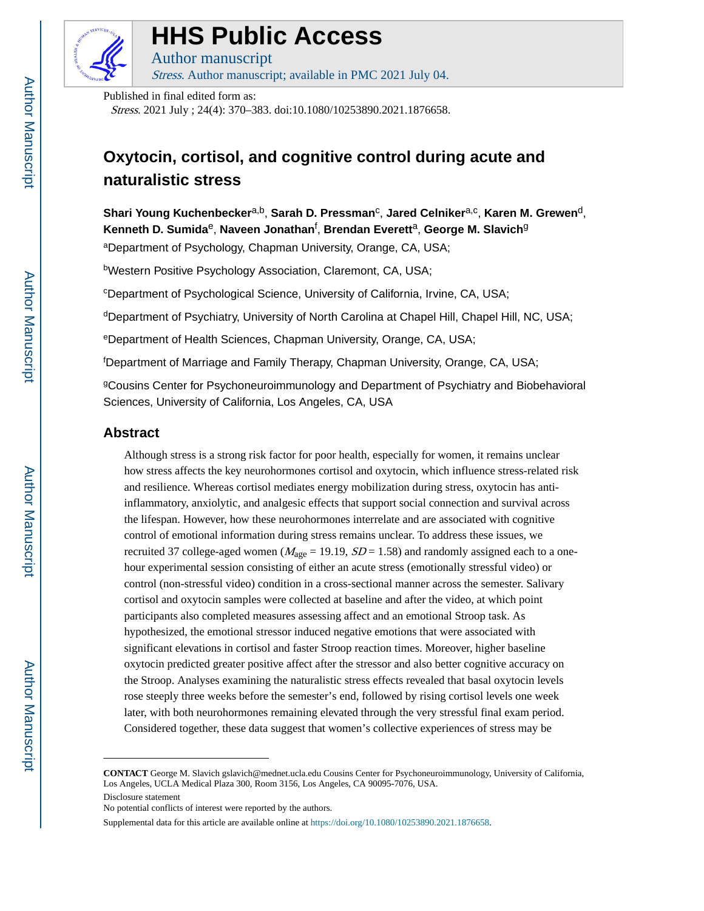# HHS Public Access

Author manuscript

*Stress*. Author manuscript; available in PMC 2021 July 04.

Published in final edited form as:

*Stress*. 2021 July ; 24(4): 370–383. doi:10.1080/10253890.2021.1876658.

# Oxytocin, cortisol, and cognitive control during acute and naturalistic stress

**Shari Young Kuchenbecker**[a,b], **Sarah D. Pressman**[c], **Jared Celniker**[a,c], **Karen M. Grewen**[d], **Kenneth D. Sumida**[e], **Naveen Jonathan**[f], **Brendan Everett**[a], **George M. Slavich**[g]

[a]Department of Psychology, Chapman University, Orange, CA, USA;

[b]Western Positive Psychology Association, Claremont, CA, USA;

[c]Department of Psychological Science, University of California, Irvine, CA, USA;

[d]Department of Psychiatry, University of North Carolina at Chapel Hill, Chapel Hill, NC, USA;

[e]Department of Health Sciences, Chapman University, Orange, CA, USA;

[f]Department of Marriage and Family Therapy, Chapman University, Orange, CA, USA;

[g]Cousins Center for Psychoneuroimmunology and Department of Psychiatry and Biobehavioral Sciences, University of California, Los Angeles, CA, USA

## Abstract

Although stress is a strong risk factor for poor health, especially for women, it remains unclear how stress affects the key neurohormones cortisol and oxytocin, which influence stress-related risk and resilience. Whereas cortisol mediates energy mobilization during stress, oxytocin has anti-inflammatory, anxiolytic, and analgesic effects that support social connection and survival across the lifespan. However, how these neurohormones interrelate and are associated with cognitive control of emotional information during stress remains unclear. To address these issues, we recruited 37 college-aged women ($M_{\text{age}} = 19.19$, $SD = 1.58$) and randomly assigned each to a one-hour experimental session consisting of either an acute stress (emotionally stressful video) or control (non-stressful video) condition in a cross-sectional manner across the semester. Salivary cortisol and oxytocin samples were collected at baseline and after the video, at which point participants also completed measures assessing affect and an emotional Stroop task. As hypothesized, the emotional stressor induced negative emotions that were associated with significant elevations in cortisol and faster Stroop reaction times. Moreover, higher baseline oxytocin predicted greater positive affect after the stressor and also better cognitive accuracy on the Stroop. Analyses examining the naturalistic stress effects revealed that basal oxytocin levels rose steeply three weeks before the semester's end, followed by rising cortisol levels one week later, with both neurohormones remaining elevated through the very stressful final exam period. Considered together, these data suggest that women's collective experiences of stress may be

---

**CONTACT** George M. Slavich gslavich@mednet.ucla.edu Cousins Center for Psychoneuroimmunology, University of California, Los Angeles, UCLA Medical Plaza 300, Room 3156, Los Angeles, CA 90095-7076, USA.

Disclosure statement

No potential conflicts of interest were reported by the authors.

Supplemental data for this article are available online at https://doi.org/10.1080/10253890.2021.1876658.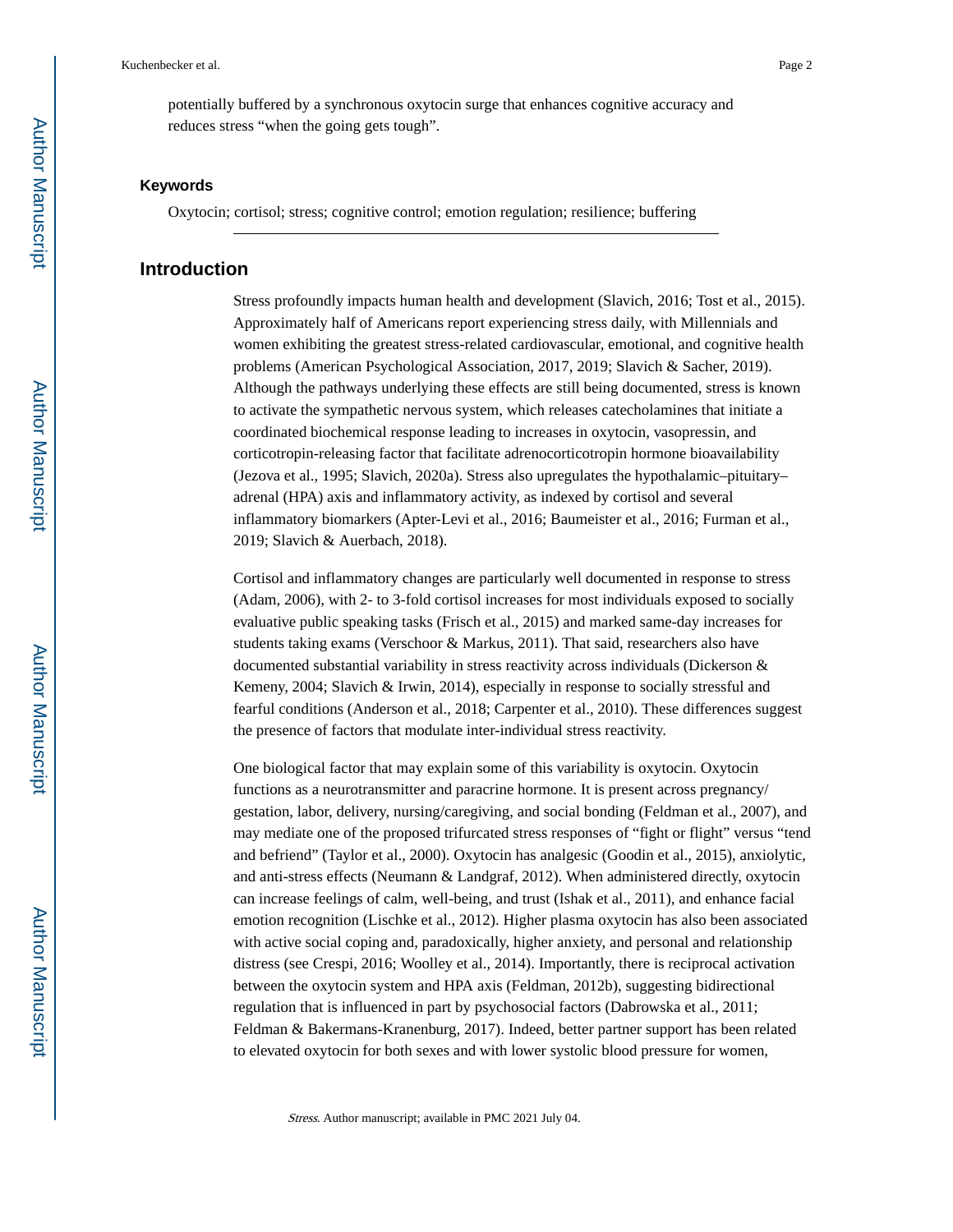potentially buffered by a synchronous oxytocin surge that enhances cognitive accuracy and reduces stress "when the going gets tough".

### Keywords

Oxytocin; cortisol; stress; cognitive control; emotion regulation; resilience; buffering

## Introduction

Stress profoundly impacts human health and development (Slavich, 2016; Tost et al., 2015). Approximately half of Americans report experiencing stress daily, with Millennials and women exhibiting the greatest stress-related cardiovascular, emotional, and cognitive health problems (American Psychological Association, 2017, 2019; Slavich & Sacher, 2019). Although the pathways underlying these effects are still being documented, stress is known to activate the sympathetic nervous system, which releases catecholamines that initiate a coordinated biochemical response leading to increases in oxytocin, vasopressin, and corticotropin-releasing factor that facilitate adrenocorticotropin hormone bioavailability (Jezova et al., 1995; Slavich, 2020a). Stress also upregulates the hypothalamic–pituitary–adrenal (HPA) axis and inflammatory activity, as indexed by cortisol and several inflammatory biomarkers (Apter-Levi et al., 2016; Baumeister et al., 2016; Furman et al., 2019; Slavich & Auerbach, 2018).

Cortisol and inflammatory changes are particularly well documented in response to stress (Adam, 2006), with 2- to 3-fold cortisol increases for most individuals exposed to socially evaluative public speaking tasks (Frisch et al., 2015) and marked same-day increases for students taking exams (Verschoor & Markus, 2011). That said, researchers also have documented substantial variability in stress reactivity across individuals (Dickerson & Kemeny, 2004; Slavich & Irwin, 2014), especially in response to socially stressful and fearful conditions (Anderson et al., 2018; Carpenter et al., 2010). These differences suggest the presence of factors that modulate inter-individual stress reactivity.

One biological factor that may explain some of this variability is oxytocin. Oxytocin functions as a neurotransmitter and paracrine hormone. It is present across pregnancy/gestation, labor, delivery, nursing/caregiving, and social bonding (Feldman et al., 2007), and may mediate one of the proposed trifurcated stress responses of "fight or flight" versus "tend and befriend" (Taylor et al., 2000). Oxytocin has analgesic (Goodin et al., 2015), anxiolytic, and anti-stress effects (Neumann & Landgraf, 2012). When administered directly, oxytocin can increase feelings of calm, well-being, and trust (Ishak et al., 2011), and enhance facial emotion recognition (Lischke et al., 2012). Higher plasma oxytocin has also been associated with active social coping and, paradoxically, higher anxiety, and personal and relationship distress (see Crespi, 2016; Woolley et al., 2014). Importantly, there is reciprocal activation between the oxytocin system and HPA axis (Feldman, 2012b), suggesting bidirectional regulation that is influenced in part by psychosocial factors (Dabrowska et al., 2011; Feldman & Bakermans-Kranenburg, 2017). Indeed, better partner support has been related to elevated oxytocin for both sexes and with lower systolic blood pressure for women,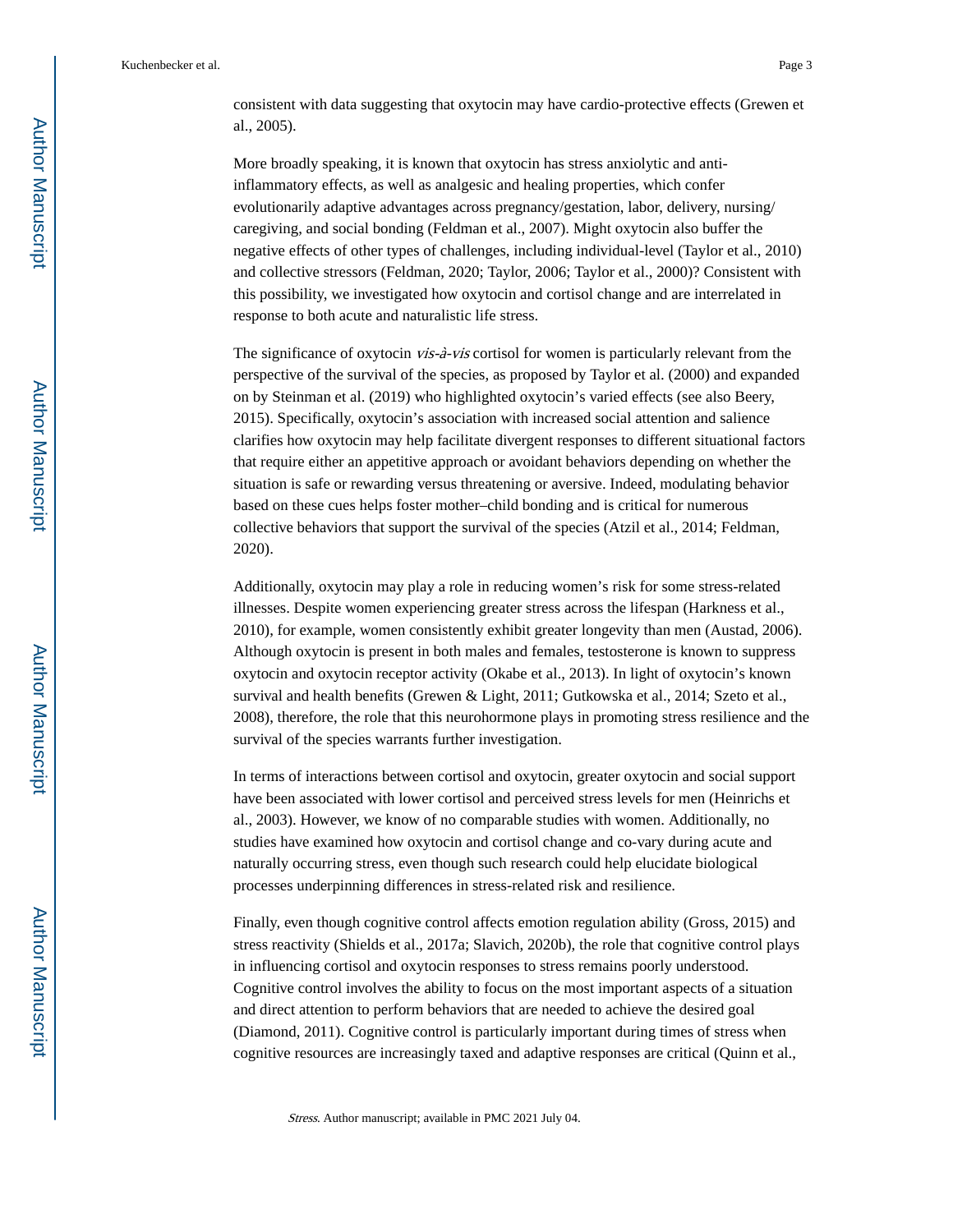consistent with data suggesting that oxytocin may have cardio-protective effects (Grewen et al., 2005).

More broadly speaking, it is known that oxytocin has stress anxiolytic and anti-inflammatory effects, as well as analgesic and healing properties, which confer evolutionarily adaptive advantages across pregnancy/gestation, labor, delivery, nursing/caregiving, and social bonding (Feldman et al., 2007). Might oxytocin also buffer the negative effects of other types of challenges, including individual-level (Taylor et al., 2010) and collective stressors (Feldman, 2020; Taylor, 2006; Taylor et al., 2000)? Consistent with this possibility, we investigated how oxytocin and cortisol change and are interrelated in response to both acute and naturalistic life stress.

The significance of oxytocin *vis-à-vis* cortisol for women is particularly relevant from the perspective of the survival of the species, as proposed by Taylor et al. (2000) and expanded on by Steinman et al. (2019) who highlighted oxytocin's varied effects (see also Beery, 2015). Specifically, oxytocin's association with increased social attention and salience clarifies how oxytocin may help facilitate divergent responses to different situational factors that require either an appetitive approach or avoidant behaviors depending on whether the situation is safe or rewarding versus threatening or aversive. Indeed, modulating behavior based on these cues helps foster mother–child bonding and is critical for numerous collective behaviors that support the survival of the species (Atzil et al., 2014; Feldman, 2020).

Additionally, oxytocin may play a role in reducing women's risk for some stress-related illnesses. Despite women experiencing greater stress across the lifespan (Harkness et al., 2010), for example, women consistently exhibit greater longevity than men (Austad, 2006). Although oxytocin is present in both males and females, testosterone is known to suppress oxytocin and oxytocin receptor activity (Okabe et al., 2013). In light of oxytocin's known survival and health benefits (Grewen & Light, 2011; Gutkowska et al., 2014; Szeto et al., 2008), therefore, the role that this neurohormone plays in promoting stress resilience and the survival of the species warrants further investigation.

In terms of interactions between cortisol and oxytocin, greater oxytocin and social support have been associated with lower cortisol and perceived stress levels for men (Heinrichs et al., 2003). However, we know of no comparable studies with women. Additionally, no studies have examined how oxytocin and cortisol change and co-vary during acute and naturally occurring stress, even though such research could help elucidate biological processes underpinning differences in stress-related risk and resilience.

Finally, even though cognitive control affects emotion regulation ability (Gross, 2015) and stress reactivity (Shields et al., 2017a; Slavich, 2020b), the role that cognitive control plays in influencing cortisol and oxytocin responses to stress remains poorly understood. Cognitive control involves the ability to focus on the most important aspects of a situation and direct attention to perform behaviors that are needed to achieve the desired goal (Diamond, 2011). Cognitive control is particularly important during times of stress when cognitive resources are increasingly taxed and adaptive responses are critical (Quinn et al.,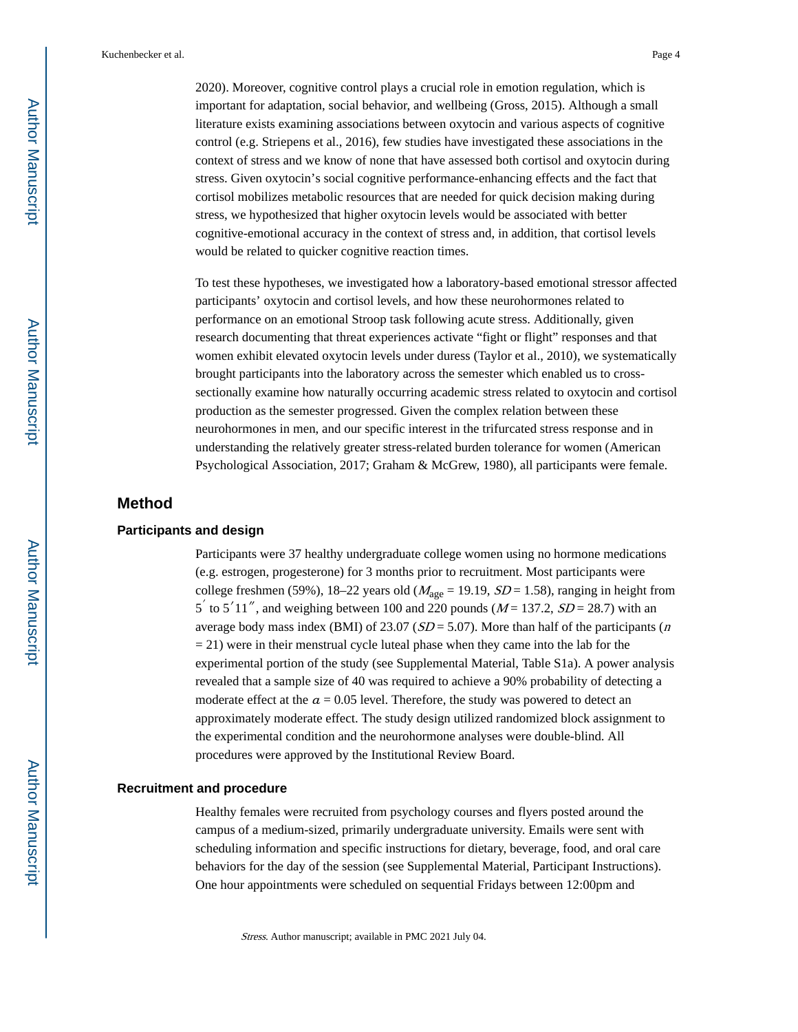2020). Moreover, cognitive control plays a crucial role in emotion regulation, which is important for adaptation, social behavior, and wellbeing (Gross, 2015). Although a small literature exists examining associations between oxytocin and various aspects of cognitive control (e.g. Striepens et al., 2016), few studies have investigated these associations in the context of stress and we know of none that have assessed both cortisol and oxytocin during stress. Given oxytocin's social cognitive performance-enhancing effects and the fact that cortisol mobilizes metabolic resources that are needed for quick decision making during stress, we hypothesized that higher oxytocin levels would be associated with better cognitive-emotional accuracy in the context of stress and, in addition, that cortisol levels would be related to quicker cognitive reaction times.

To test these hypotheses, we investigated how a laboratory-based emotional stressor affected participants' oxytocin and cortisol levels, and how these neurohormones related to performance on an emotional Stroop task following acute stress. Additionally, given research documenting that threat experiences activate "fight or flight" responses and that women exhibit elevated oxytocin levels under duress (Taylor et al., 2010), we systematically brought participants into the laboratory across the semester which enabled us to cross-sectionally examine how naturally occurring academic stress related to oxytocin and cortisol production as the semester progressed. Given the complex relation between these neurohormones in men, and our specific interest in the trifurcated stress response and in understanding the relatively greater stress-related burden tolerance for women (American Psychological Association, 2017; Graham & McGrew, 1980), all participants were female.

## Method

### Participants and design

Participants were 37 healthy undergraduate college women using no hormone medications (e.g. estrogen, progesterone) for 3 months prior to recruitment. Most participants were college freshmen (59%), 18–22 years old ($M_{age}$ = 19.19, $SD$ = 1.58), ranging in height from 5′ to 5′11″, and weighing between 100 and 220 pounds ($M$ = 137.2, $SD$ = 28.7) with an average body mass index (BMI) of 23.07 ($SD$ = 5.07). More than half of the participants ($n$ = 21) were in their menstrual cycle luteal phase when they came into the lab for the experimental portion of the study (see Supplemental Material, Table S1a). A power analysis revealed that a sample size of 40 was required to achieve a 90% probability of detecting a moderate effect at the $\alpha$ = 0.05 level. Therefore, the study was powered to detect an approximately moderate effect. The study design utilized randomized block assignment to the experimental condition and the neurohormone analyses were double-blind. All procedures were approved by the Institutional Review Board.

### Recruitment and procedure

Healthy females were recruited from psychology courses and flyers posted around the campus of a medium-sized, primarily undergraduate university. Emails were sent with scheduling information and specific instructions for dietary, beverage, food, and oral care behaviors for the day of the session (see Supplemental Material, Participant Instructions). One hour appointments were scheduled on sequential Fridays between 12:00pm and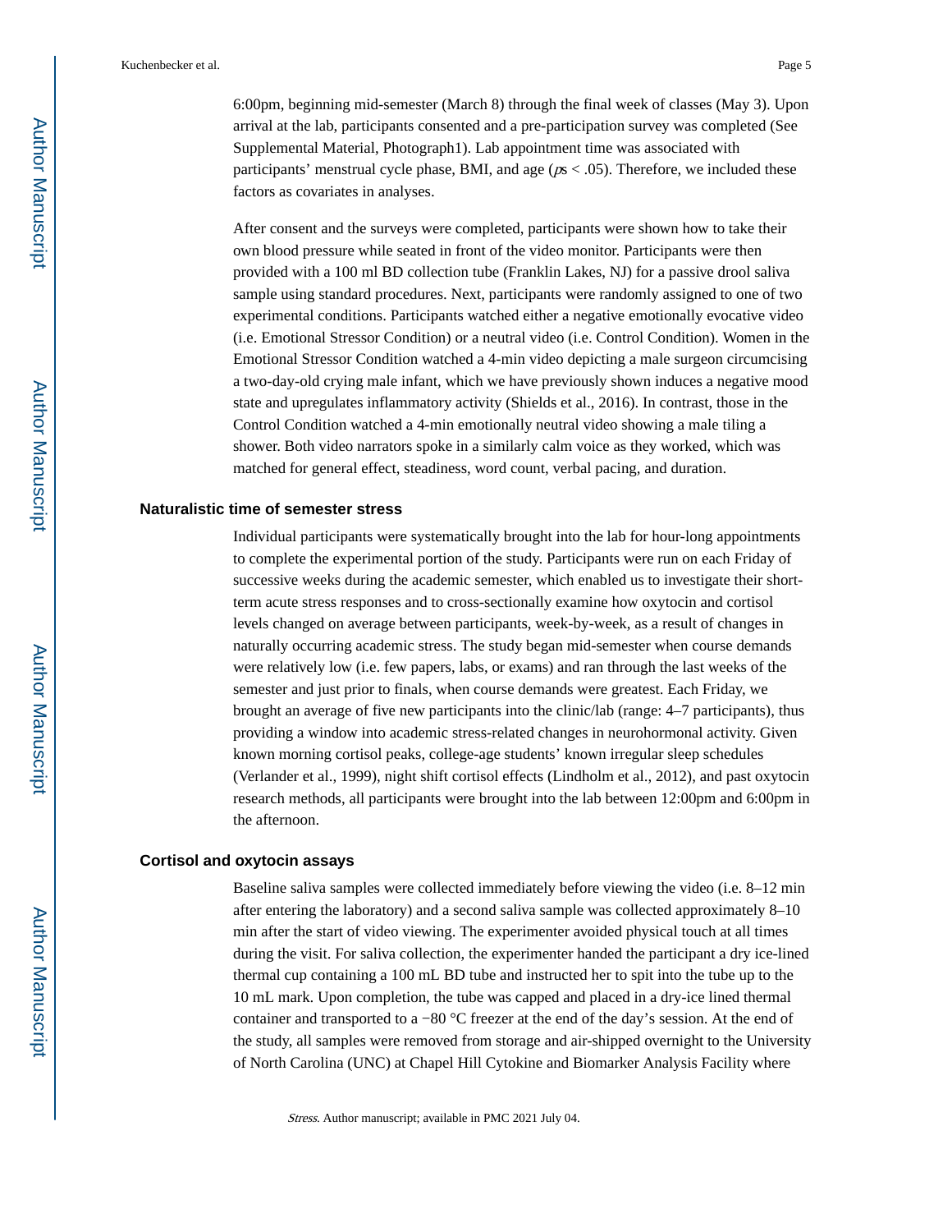6:00pm, beginning mid-semester (March 8) through the final week of classes (May 3). Upon arrival at the lab, participants consented and a pre-participation survey was completed (See Supplemental Material, Photograph1). Lab appointment time was associated with participants' menstrual cycle phase, BMI, and age ($ps < .05$). Therefore, we included these factors as covariates in analyses.

After consent and the surveys were completed, participants were shown how to take their own blood pressure while seated in front of the video monitor. Participants were then provided with a 100 ml BD collection tube (Franklin Lakes, NJ) for a passive drool saliva sample using standard procedures. Next, participants were randomly assigned to one of two experimental conditions. Participants watched either a negative emotionally evocative video (i.e. Emotional Stressor Condition) or a neutral video (i.e. Control Condition). Women in the Emotional Stressor Condition watched a 4-min video depicting a male surgeon circumcising a two-day-old crying male infant, which we have previously shown induces a negative mood state and upregulates inflammatory activity (Shields et al., 2016). In contrast, those in the Control Condition watched a 4-min emotionally neutral video showing a male tiling a shower. Both video narrators spoke in a similarly calm voice as they worked, which was matched for general effect, steadiness, word count, verbal pacing, and duration.

### Naturalistic time of semester stress

Individual participants were systematically brought into the lab for hour-long appointments to complete the experimental portion of the study. Participants were run on each Friday of successive weeks during the academic semester, which enabled us to investigate their short-term acute stress responses and to cross-sectionally examine how oxytocin and cortisol levels changed on average between participants, week-by-week, as a result of changes in naturally occurring academic stress. The study began mid-semester when course demands were relatively low (i.e. few papers, labs, or exams) and ran through the last weeks of the semester and just prior to finals, when course demands were greatest. Each Friday, we brought an average of five new participants into the clinic/lab (range: 4–7 participants), thus providing a window into academic stress-related changes in neurohormonal activity. Given known morning cortisol peaks, college-age students' known irregular sleep schedules (Verlander et al., 1999), night shift cortisol effects (Lindholm et al., 2012), and past oxytocin research methods, all participants were brought into the lab between 12:00pm and 6:00pm in the afternoon.

### Cortisol and oxytocin assays

Baseline saliva samples were collected immediately before viewing the video (i.e. 8–12 min after entering the laboratory) and a second saliva sample was collected approximately 8–10 min after the start of video viewing. The experimenter avoided physical touch at all times during the visit. For saliva collection, the experimenter handed the participant a dry ice-lined thermal cup containing a 100 mL BD tube and instructed her to spit into the tube up to the 10 mL mark. Upon completion, the tube was capped and placed in a dry-ice lined thermal container and transported to a −80 °C freezer at the end of the day's session. At the end of the study, all samples were removed from storage and air-shipped overnight to the University of North Carolina (UNC) at Chapel Hill Cytokine and Biomarker Analysis Facility where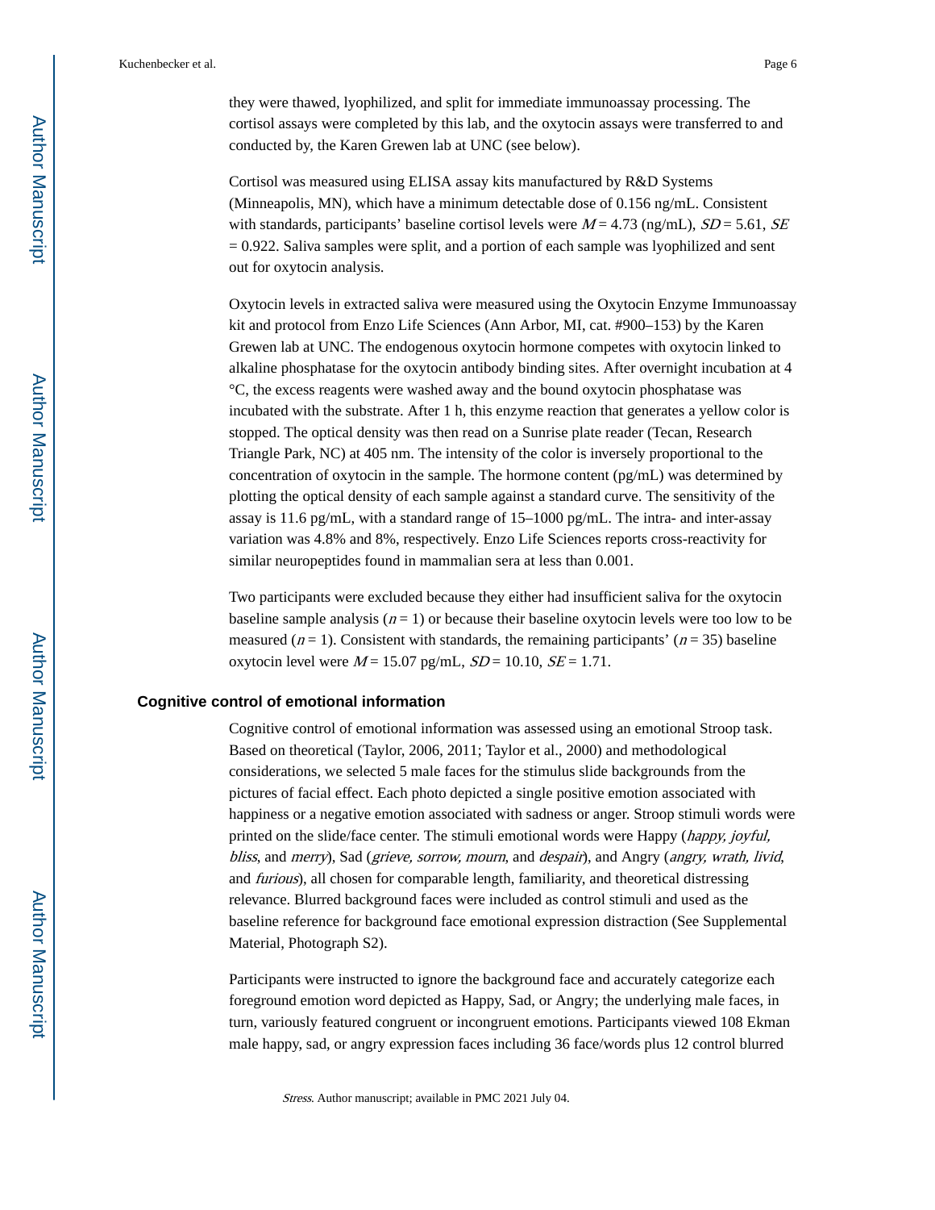they were thawed, lyophilized, and split for immediate immunoassay processing. The cortisol assays were completed by this lab, and the oxytocin assays were transferred to and conducted by, the Karen Grewen lab at UNC (see below).

Cortisol was measured using ELISA assay kits manufactured by R&D Systems (Minneapolis, MN), which have a minimum detectable dose of 0.156 ng/mL. Consistent with standards, participants' baseline cortisol levels were $M$ = 4.73 (ng/mL), $SD$ = 5.61, $SE$ = 0.922. Saliva samples were split, and a portion of each sample was lyophilized and sent out for oxytocin analysis.

Oxytocin levels in extracted saliva were measured using the Oxytocin Enzyme Immunoassay kit and protocol from Enzo Life Sciences (Ann Arbor, MI, cat. #900–153) by the Karen Grewen lab at UNC. The endogenous oxytocin hormone competes with oxytocin linked to alkaline phosphatase for the oxytocin antibody binding sites. After overnight incubation at 4 °C, the excess reagents were washed away and the bound oxytocin phosphatase was incubated with the substrate. After 1 h, this enzyme reaction that generates a yellow color is stopped. The optical density was then read on a Sunrise plate reader (Tecan, Research Triangle Park, NC) at 405 nm. The intensity of the color is inversely proportional to the concentration of oxytocin in the sample. The hormone content (pg/mL) was determined by plotting the optical density of each sample against a standard curve. The sensitivity of the assay is 11.6 pg/mL, with a standard range of 15–1000 pg/mL. The intra- and inter-assay variation was 4.8% and 8%, respectively. Enzo Life Sciences reports cross-reactivity for similar neuropeptides found in mammalian sera at less than 0.001.

Two participants were excluded because they either had insufficient saliva for the oxytocin baseline sample analysis ($n$ = 1) or because their baseline oxytocin levels were too low to be measured ($n$ = 1). Consistent with standards, the remaining participants' ($n$ = 35) baseline oxytocin level were $M$ = 15.07 pg/mL, $SD$ = 10.10, $SE$ = 1.71.

### Cognitive control of emotional information

Cognitive control of emotional information was assessed using an emotional Stroop task. Based on theoretical (Taylor, 2006, 2011; Taylor et al., 2000) and methodological considerations, we selected 5 male faces for the stimulus slide backgrounds from the pictures of facial effect. Each photo depicted a single positive emotion associated with happiness or a negative emotion associated with sadness or anger. Stroop stimuli words were printed on the slide/face center. The stimuli emotional words were Happy (*happy, joyful, bliss*, and *merry*), Sad (*grieve, sorrow, mourn*, and *despair*), and Angry (*angry, wrath, livid*, and *furious*), all chosen for comparable length, familiarity, and theoretical distressing relevance. Blurred background faces were included as control stimuli and used as the baseline reference for background face emotional expression distraction (See Supplemental Material, Photograph S2).

Participants were instructed to ignore the background face and accurately categorize each foreground emotion word depicted as Happy, Sad, or Angry; the underlying male faces, in turn, variously featured congruent or incongruent emotions. Participants viewed 108 Ekman male happy, sad, or angry expression faces including 36 face/words plus 12 control blurred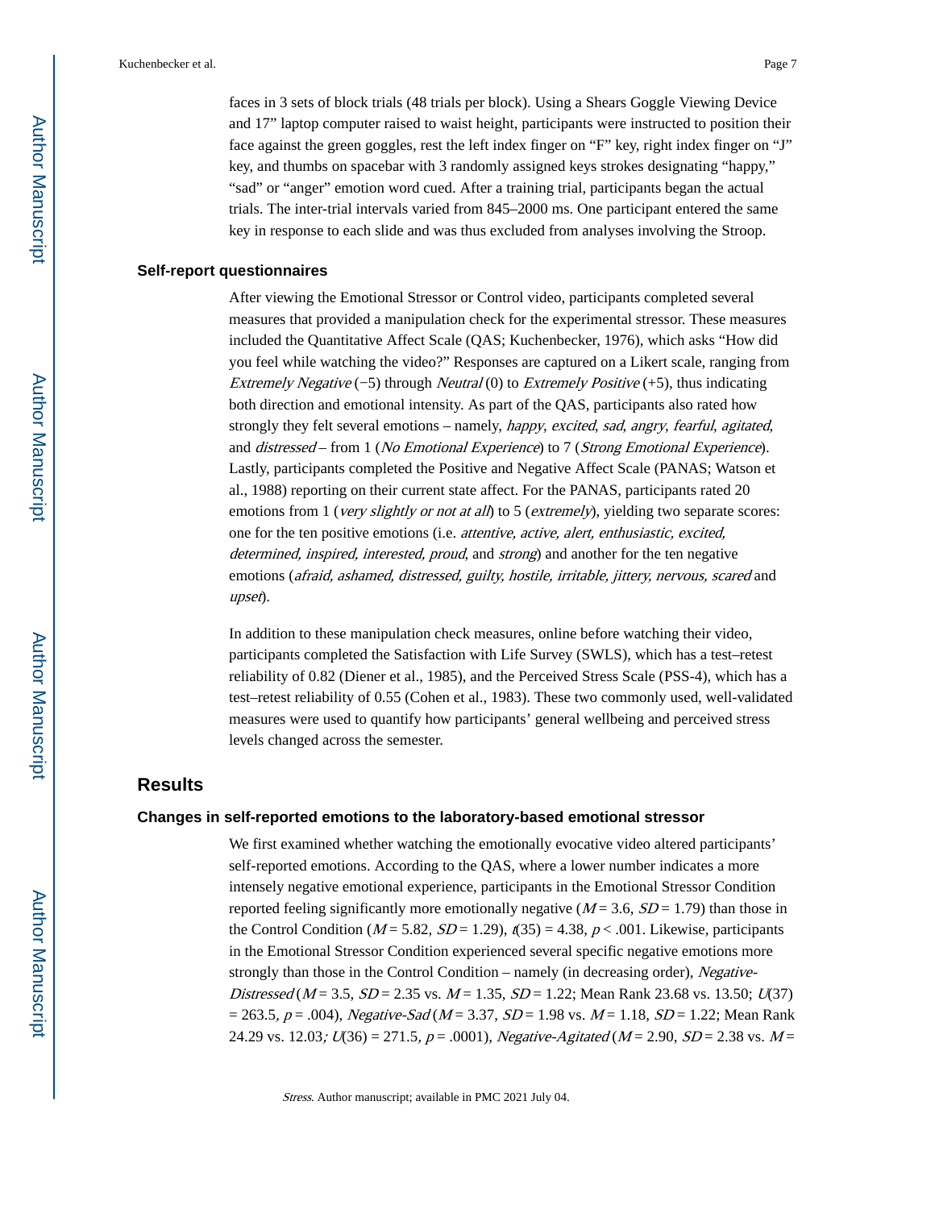faces in 3 sets of block trials (48 trials per block). Using a Shears Goggle Viewing Device and 17” laptop computer raised to waist height, participants were instructed to position their face against the green goggles, rest the left index finger on “F” key, right index finger on “J” key, and thumbs on spacebar with 3 randomly assigned keys strokes designating “happy,” “sad” or “anger” emotion word cued. After a training trial, participants began the actual trials. The inter-trial intervals varied from 845–2000 ms. One participant entered the same key in response to each slide and was thus excluded from analyses involving the Stroop.

### Self-report questionnaires

After viewing the Emotional Stressor or Control video, participants completed several measures that provided a manipulation check for the experimental stressor. These measures included the Quantitative Affect Scale (QAS; Kuchenbecker, 1976), which asks “How did you feel while watching the video?” Responses are captured on a Likert scale, ranging from *Extremely Negative* (−5) through *Neutral* (0) to *Extremely Positive* (+5), thus indicating both direction and emotional intensity. As part of the QAS, participants also rated how strongly they felt several emotions – namely, *happy*, *excited*, *sad*, *angry*, *fearful*, *agitated*, and *distressed* – from 1 (*No Emotional Experience*) to 7 (*Strong Emotional Experience*). Lastly, participants completed the Positive and Negative Affect Scale (PANAS; Watson et al., 1988) reporting on their current state affect. For the PANAS, participants rated 20 emotions from 1 (*very slightly or not at all*) to 5 (*extremely*), yielding two separate scores: one for the ten positive emotions (i.e. *attentive, active, alert, enthusiastic, excited, determined, inspired, interested, proud*, and *strong*) and another for the ten negative emotions (*afraid, ashamed, distressed, guilty, hostile, irritable, jittery, nervous, scared* and *upset*).

In addition to these manipulation check measures, online before watching their video, participants completed the Satisfaction with Life Survey (SWLS), which has a test–retest reliability of 0.82 (Diener et al., 1985), and the Perceived Stress Scale (PSS-4), which has a test–retest reliability of 0.55 (Cohen et al., 1983). These two commonly used, well-validated measures were used to quantify how participants’ general wellbeing and perceived stress levels changed across the semester.

## Results

### Changes in self-reported emotions to the laboratory-based emotional stressor

We first examined whether watching the emotionally evocative video altered participants’ self-reported emotions. According to the QAS, where a lower number indicates a more intensely negative emotional experience, participants in the Emotional Stressor Condition reported feeling significantly more emotionally negative ($M = 3.6$, $SD = 1.79$) than those in the Control Condition ($M = 5.82$, $SD = 1.29$), $t(35) = 4.38$, $p < .001$. Likewise, participants in the Emotional Stressor Condition experienced several specific negative emotions more strongly than those in the Control Condition – namely (in decreasing order), *Negative-Distressed* ($M = 3.5$, $SD = 2.35$ vs. $M = 1.35$, $SD = 1.22$; Mean Rank 23.68 vs. 13.50; $U(37) = 263.5$, $p = .004$), *Negative-Sad* ($M = 3.37$, $SD = 1.98$ vs. $M = 1.18$, $SD = 1.22$; Mean Rank 24.29 vs. 12.03; $U(36) = 271.5$, $p = .0001$), *Negative-Agitated* ($M = 2.90$, $SD = 2.38$ vs. $M =$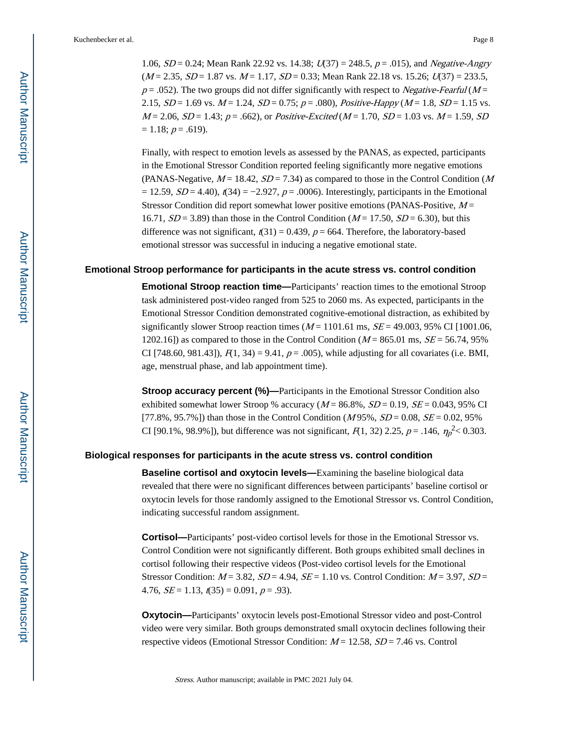1.06, $SD$ = 0.24; Mean Rank 22.92 vs. 14.38; $U(37) = 248.5$, $p = .015$), and *Negative-Angry* ($M$ = 2.35, $SD$ = 1.87 vs. $M$ = 1.17, $SD$ = 0.33; Mean Rank 22.18 vs. 15.26; $U(37) = 233.5$, $p = .052$). The two groups did not differ significantly with respect to *Negative-Fearful* ($M$ = 2.15, $SD$ = 1.69 vs. $M$ = 1.24, $SD$ = 0.75; $p = .080$), *Positive-Happy* ($M$ = 1.8, $SD$ = 1.15 vs. $M$ = 2.06, $SD$ = 1.43; $p = .662$), or *Positive-Excited* ($M$ = 1.70, $SD$ = 1.03 vs. $M$ = 1.59, $SD$ = 1.18; $p = .619$).

Finally, with respect to emotion levels as assessed by the PANAS, as expected, participants in the Emotional Stressor Condition reported feeling significantly more negative emotions (PANAS-Negative, $M$ = 18.42, $SD$ = 7.34) as compared to those in the Control Condition ($M$ = 12.59, $SD$ = 4.40), $t(34) = -2.927$, $p = .0006$). Interestingly, participants in the Emotional Stressor Condition did report somewhat lower positive emotions (PANAS-Positive, $M$ = 16.71, $SD$ = 3.89) than those in the Control Condition ($M$ = 17.50, $SD$ = 6.30), but this difference was not significant, $t(31) = 0.439$, $p = 664$. Therefore, the laboratory-based emotional stressor was successful in inducing a negative emotional state.

### Emotional Stroop performance for participants in the acute stress vs. control condition

**Emotional Stroop reaction time—**Participants' reaction times to the emotional Stroop task administered post-video ranged from 525 to 2060 ms. As expected, participants in the Emotional Stressor Condition demonstrated cognitive-emotional distraction, as exhibited by significantly slower Stroop reaction times ($M$ = 1101.61 ms, $SE$ = 49.003, 95% CI [1001.06, 1202.16]) as compared to those in the Control Condition ($M$ = 865.01 ms, $SE$ = 56.74, 95% CI [748.60, 981.43]), $F(1, 34) = 9.41$, $p = .005$), while adjusting for all covariates (i.e. BMI, age, menstrual phase, and lab appointment time).

**Stroop accuracy percent (%)—**Participants in the Emotional Stressor Condition also exhibited somewhat lower Stroop % accuracy ($M$ = 86.8%, $SD$ = 0.19, $SE$ = 0.043, 95% CI [77.8%, 95.7%]) than those in the Control Condition ($M$ 95%, $SD$ = 0.08, $SE$ = 0.02, 95% CI [90.1%, 98.9%]), but difference was not significant, $F(1, 32)$ 2.25, $p = .146$, $\eta_p^2 < 0.303$.

### Biological responses for participants in the acute stress vs. control condition

**Baseline cortisol and oxytocin levels—**Examining the baseline biological data revealed that there were no significant differences between participants' baseline cortisol or oxytocin levels for those randomly assigned to the Emotional Stressor vs. Control Condition, indicating successful random assignment.

**Cortisol—**Participants' post-video cortisol levels for those in the Emotional Stressor vs. Control Condition were not significantly different. Both groups exhibited small declines in cortisol following their respective videos (Post-video cortisol levels for the Emotional Stressor Condition: $M$ = 3.82, $SD$ = 4.94, $SE$ = 1.10 vs. Control Condition: $M$ = 3.97, $SD$ = 4.76, $SE$ = 1.13, $t(35) = 0.091$, $p = .93$).

**Oxytocin—**Participants' oxytocin levels post-Emotional Stressor video and post-Control video were very similar. Both groups demonstrated small oxytocin declines following their respective videos (Emotional Stressor Condition: $M$ = 12.58, $SD$ = 7.46 vs. Control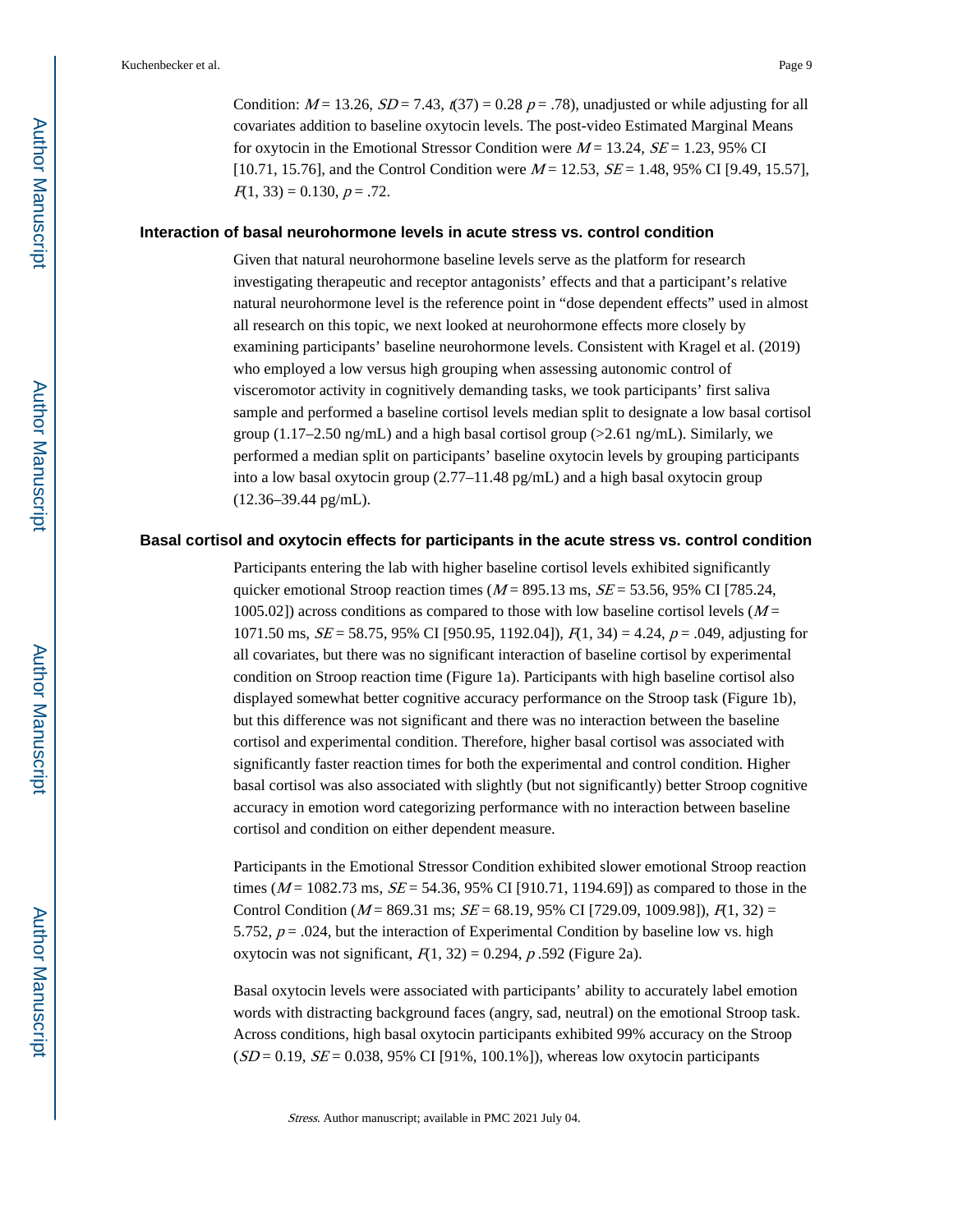Condition: $M = 13.26$, $SD = 7.43$, $t(37) = 0.28$ $p = .78$), unadjusted or while adjusting for all covariates addition to baseline oxytocin levels. The post-video Estimated Marginal Means for oxytocin in the Emotional Stressor Condition were $M = 13.24$, $SE = 1.23$, 95% CI [10.71, 15.76], and the Control Condition were $M = 12.53$, $SE = 1.48$, 95% CI [9.49, 15.57], $F(1, 33) = 0.130$, $p = .72$.

### Interaction of basal neurohormone levels in acute stress vs. control condition

Given that natural neurohormone baseline levels serve as the platform for research investigating therapeutic and receptor antagonists' effects and that a participant's relative natural neurohormone level is the reference point in "dose dependent effects" used in almost all research on this topic, we next looked at neurohormone effects more closely by examining participants' baseline neurohormone levels. Consistent with Kragel et al. (2019) who employed a low versus high grouping when assessing autonomic control of visceromotor activity in cognitively demanding tasks, we took participants' first saliva sample and performed a baseline cortisol levels median split to designate a low basal cortisol group (1.17–2.50 ng/mL) and a high basal cortisol group (>2.61 ng/mL). Similarly, we performed a median split on participants' baseline oxytocin levels by grouping participants into a low basal oxytocin group (2.77–11.48 pg/mL) and a high basal oxytocin group (12.36–39.44 pg/mL).

### Basal cortisol and oxytocin effects for participants in the acute stress vs. control condition

Participants entering the lab with higher baseline cortisol levels exhibited significantly quicker emotional Stroop reaction times ($M = 895.13$ ms, $SE = 53.56$, 95% CI [785.24, 1005.02]) across conditions as compared to those with low baseline cortisol levels ($M = 1071.50$ ms, $SE = 58.75$, 95% CI [950.95, 1192.04]), $F(1, 34) = 4.24$, $p = .049$, adjusting for all covariates, but there was no significant interaction of baseline cortisol by experimental condition on Stroop reaction time (Figure 1a). Participants with high baseline cortisol also displayed somewhat better cognitive accuracy performance on the Stroop task (Figure 1b), but this difference was not significant and there was no interaction between the baseline cortisol and experimental condition. Therefore, higher basal cortisol was associated with significantly faster reaction times for both the experimental and control condition. Higher basal cortisol was also associated with slightly (but not significantly) better Stroop cognitive accuracy in emotion word categorizing performance with no interaction between baseline cortisol and condition on either dependent measure.

Participants in the Emotional Stressor Condition exhibited slower emotional Stroop reaction times ($M = 1082.73$ ms, $SE = 54.36$, 95% CI [910.71, 1194.69]) as compared to those in the Control Condition ($M = 869.31$ ms; $SE = 68.19$, 95% CI [729.09, 1009.98]), $F(1, 32) = 5.752$, $p = .024$, but the interaction of Experimental Condition by baseline low vs. high oxytocin was not significant, $F(1, 32) = 0.294$, $p$ .592 (Figure 2a).

Basal oxytocin levels were associated with participants' ability to accurately label emotion words with distracting background faces (angry, sad, neutral) on the emotional Stroop task. Across conditions, high basal oxytocin participants exhibited 99% accuracy on the Stroop ($SD = 0.19$, $SE = 0.038$, 95% CI [91%, 100.1%]), whereas low oxytocin participants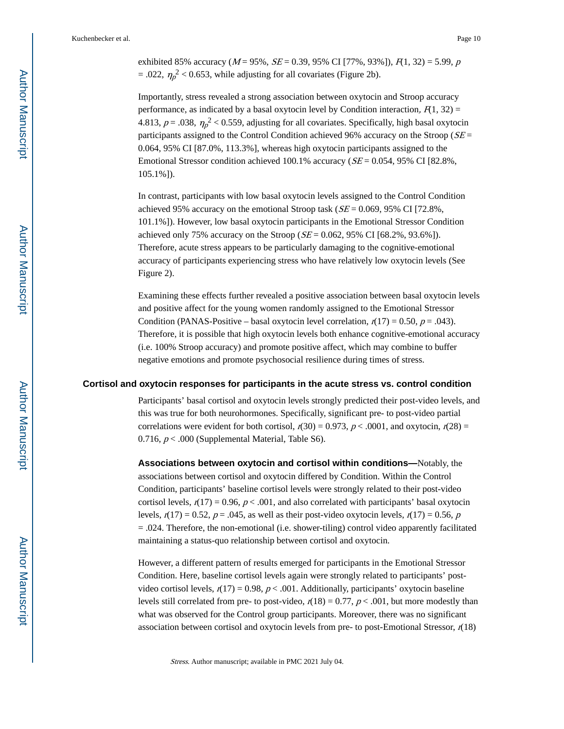exhibited 85% accuracy ($M = 95\%$, $SE = 0.39$, 95% CI [77%, 93%]), $F(1, 32) = 5.99$, $p = .022$, $\eta_p^2 < 0.653$, while adjusting for all covariates (Figure 2b).

Importantly, stress revealed a strong association between oxytocin and Stroop accuracy performance, as indicated by a basal oxytocin level by Condition interaction, $F(1, 32) = 4.813$, $p = .038$, $\eta_p^2 < 0.559$, adjusting for all covariates. Specifically, high basal oxytocin participants assigned to the Control Condition achieved 96% accuracy on the Stroop ($SE = 0.064$, 95% CI [87.0%, 113.3%], whereas high oxytocin participants assigned to the Emotional Stressor condition achieved 100.1% accuracy ($SE = 0.054$, 95% CI [82.8%, 105.1%]).

In contrast, participants with low basal oxytocin levels assigned to the Control Condition achieved 95% accuracy on the emotional Stroop task ($SE = 0.069$, 95% CI [72.8%, 101.1%]). However, low basal oxytocin participants in the Emotional Stressor Condition achieved only 75% accuracy on the Stroop ($SE = 0.062$, 95% CI [68.2%, 93.6%]). Therefore, acute stress appears to be particularly damaging to the cognitive-emotional accuracy of participants experiencing stress who have relatively low oxytocin levels (See Figure 2).

Examining these effects further revealed a positive association between basal oxytocin levels and positive affect for the young women randomly assigned to the Emotional Stressor Condition (PANAS-Positive – basal oxytocin level correlation, $r(17) = 0.50$, $p = .043$). Therefore, it is possible that high oxytocin levels both enhance cognitive-emotional accuracy (i.e. 100% Stroop accuracy) and promote positive affect, which may combine to buffer negative emotions and promote psychosocial resilience during times of stress.

### Cortisol and oxytocin responses for participants in the acute stress vs. control condition

Participants' basal cortisol and oxytocin levels strongly predicted their post-video levels, and this was true for both neurohormones. Specifically, significant pre- to post-video partial correlations were evident for both cortisol, $r(30) = 0.973$, $p < .0001$, and oxytocin, $r(28) = 0.716$, $p < .000$ (Supplemental Material, Table S6).

**Associations between oxytocin and cortisol within conditions—**Notably, the associations between cortisol and oxytocin differed by Condition. Within the Control Condition, participants' baseline cortisol levels were strongly related to their post-video cortisol levels, $r(17) = 0.96$, $p < .001$, and also correlated with participants' basal oxytocin levels, $r(17) = 0.52$, $p = .045$, as well as their post-video oxytocin levels, $r(17) = 0.56$, $p = .024$. Therefore, the non-emotional (i.e. shower-tiling) control video apparently facilitated maintaining a status-quo relationship between cortisol and oxytocin.

However, a different pattern of results emerged for participants in the Emotional Stressor Condition. Here, baseline cortisol levels again were strongly related to participants' post-video cortisol levels, $r(17) = 0.98$, $p < .001$. Additionally, participants' oxytocin baseline levels still correlated from pre- to post-video, $r(18) = 0.77$, $p < .001$, but more modestly than what was observed for the Control group participants. Moreover, there was no significant association between cortisol and oxytocin levels from pre- to post-Emotional Stressor, $r(18)$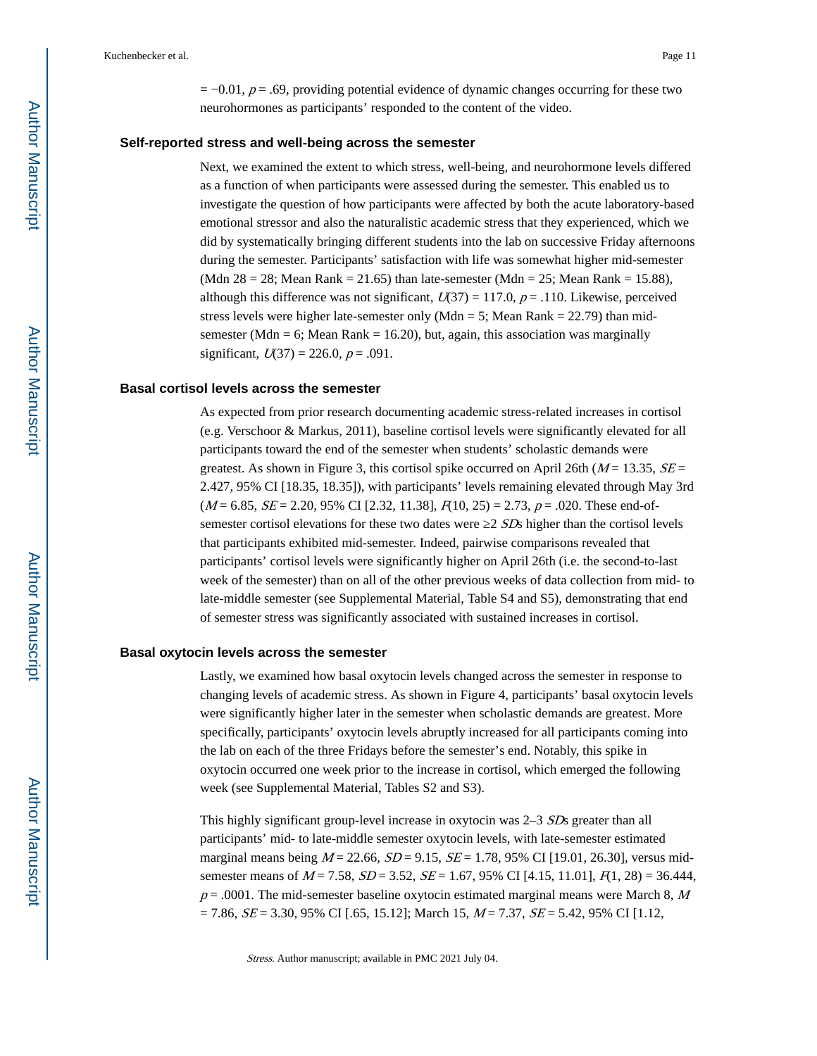= −0.01, $p = .69$, providing potential evidence of dynamic changes occurring for these two neurohormones as participants' responded to the content of the video.

### Self-reported stress and well-being across the semester

Next, we examined the extent to which stress, well-being, and neurohormone levels differed as a function of when participants were assessed during the semester. This enabled us to investigate the question of how participants were affected by both the acute laboratory-based emotional stressor and also the naturalistic academic stress that they experienced, which we did by systematically bringing different students into the lab on successive Friday afternoons during the semester. Participants' satisfaction with life was somewhat higher mid-semester (Mdn 28 = 28; Mean Rank = 21.65) than late-semester (Mdn = 25; Mean Rank = 15.88), although this difference was not significant, $U(37) = 117.0$, $p = .110$. Likewise, perceived stress levels were higher late-semester only (Mdn = 5; Mean Rank = 22.79) than mid-semester (Mdn = 6; Mean Rank = 16.20), but, again, this association was marginally significant, $U(37) = 226.0$, $p = .091$.

### Basal cortisol levels across the semester

As expected from prior research documenting academic stress-related increases in cortisol (e.g. Verschoor & Markus, 2011), baseline cortisol levels were significantly elevated for all participants toward the end of the semester when students' scholastic demands were greatest. As shown in Figure 3, this cortisol spike occurred on April 26th ($M = 13.35$, $SE = 2.427$, 95% CI [18.35, 18.35]), with participants' levels remaining elevated through May 3rd ($M = 6.85$, $SE = 2.20$, 95% CI [2.32, 11.38], $F(10, 25) = 2.73$, $p = .020$. These end-of-semester cortisol elevations for these two dates were ≥2 *SD*s higher than the cortisol levels that participants exhibited mid-semester. Indeed, pairwise comparisons revealed that participants' cortisol levels were significantly higher on April 26th (i.e. the second-to-last week of the semester) than on all of the other previous weeks of data collection from mid- to late-middle semester (see Supplemental Material, Table S4 and S5), demonstrating that end of semester stress was significantly associated with sustained increases in cortisol.

### Basal oxytocin levels across the semester

Lastly, we examined how basal oxytocin levels changed across the semester in response to changing levels of academic stress. As shown in Figure 4, participants' basal oxytocin levels were significantly higher later in the semester when scholastic demands are greatest. More specifically, participants' oxytocin levels abruptly increased for all participants coming into the lab on each of the three Fridays before the semester's end. Notably, this spike in oxytocin occurred one week prior to the increase in cortisol, which emerged the following week (see Supplemental Material, Tables S2 and S3).

This highly significant group-level increase in oxytocin was 2–3 *SD*s greater than all participants' mid- to late-middle semester oxytocin levels, with late-semester estimated marginal means being $M = 22.66$, $SD = 9.15$, $SE = 1.78$, 95% CI [19.01, 26.30], versus mid-semester means of $M = 7.58$, $SD = 3.52$, $SE = 1.67$, 95% CI [4.15, 11.01], $F(1, 28) = 36.444$, $p = .0001$. The mid-semester baseline oxytocin estimated marginal means were March 8, $M = 7.86$, $SE = 3.30$, 95% CI [.65, 15.12]; March 15, $M = 7.37$, $SE = 5.42$, 95% CI [1.12,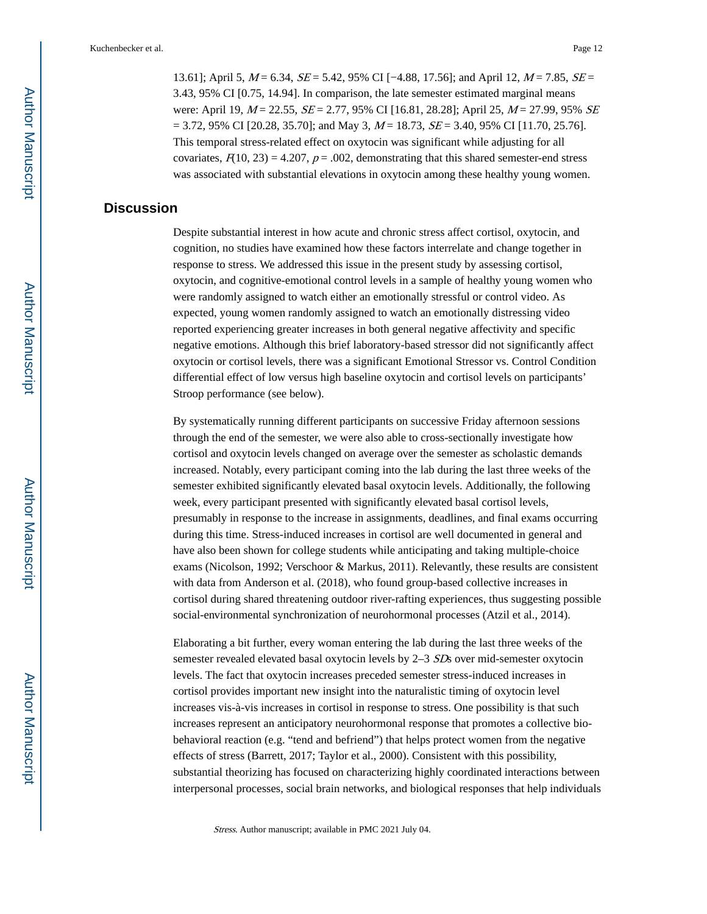13.61]; April 5, $M = 6.34$, $SE = 5.42$, 95% CI [−4.88, 17.56]; and April 12, $M = 7.85$, $SE = 3.43$, 95% CI [0.75, 14.94]. In comparison, the late semester estimated marginal means were: April 19, $M = 22.55$, $SE = 2.77$, 95% CI [16.81, 28.28]; April 25, $M = 27.99$, 95% $SE = 3.72$, 95% CI [20.28, 35.70]; and May 3, $M = 18.73$, $SE = 3.40$, 95% CI [11.70, 25.76]. This temporal stress-related effect on oxytocin was significant while adjusting for all covariates, $F(10, 23) = 4.207$, $p = .002$, demonstrating that this shared semester-end stress was associated with substantial elevations in oxytocin among these healthy young women.

## Discussion

Despite substantial interest in how acute and chronic stress affect cortisol, oxytocin, and cognition, no studies have examined how these factors interrelate and change together in response to stress. We addressed this issue in the present study by assessing cortisol, oxytocin, and cognitive-emotional control levels in a sample of healthy young women who were randomly assigned to watch either an emotionally stressful or control video. As expected, young women randomly assigned to watch an emotionally distressing video reported experiencing greater increases in both general negative affectivity and specific negative emotions. Although this brief laboratory-based stressor did not significantly affect oxytocin or cortisol levels, there was a significant Emotional Stressor vs. Control Condition differential effect of low versus high baseline oxytocin and cortisol levels on participants' Stroop performance (see below).

By systematically running different participants on successive Friday afternoon sessions through the end of the semester, we were also able to cross-sectionally investigate how cortisol and oxytocin levels changed on average over the semester as scholastic demands increased. Notably, every participant coming into the lab during the last three weeks of the semester exhibited significantly elevated basal oxytocin levels. Additionally, the following week, every participant presented with significantly elevated basal cortisol levels, presumably in response to the increase in assignments, deadlines, and final exams occurring during this time. Stress-induced increases in cortisol are well documented in general and have also been shown for college students while anticipating and taking multiple-choice exams (Nicolson, 1992; Verschoor & Markus, 2011). Relevantly, these results are consistent with data from Anderson et al. (2018), who found group-based collective increases in cortisol during shared threatening outdoor river-rafting experiences, thus suggesting possible social-environmental synchronization of neurohormonal processes (Atzil et al., 2014).

Elaborating a bit further, every woman entering the lab during the last three weeks of the semester revealed elevated basal oxytocin levels by 2–3 *SD*s over mid-semester oxytocin levels. The fact that oxytocin increases preceded semester stress-induced increases in cortisol provides important new insight into the naturalistic timing of oxytocin level increases vis-à-vis increases in cortisol in response to stress. One possibility is that such increases represent an anticipatory neurohormonal response that promotes a collective bio-behavioral reaction (e.g. "tend and befriend") that helps protect women from the negative effects of stress (Barrett, 2017; Taylor et al., 2000). Consistent with this possibility, substantial theorizing has focused on characterizing highly coordinated interactions between interpersonal processes, social brain networks, and biological responses that help individuals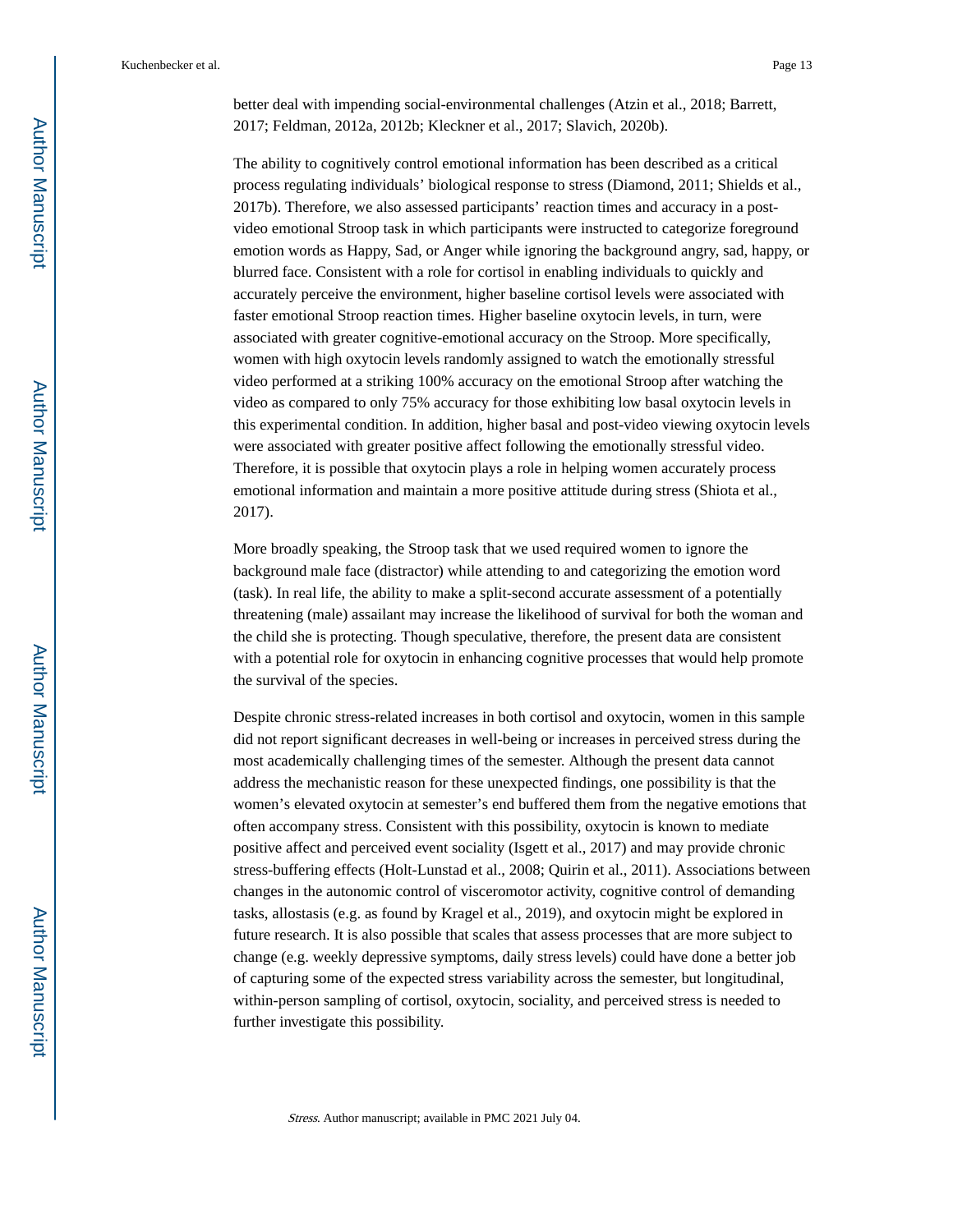better deal with impending social-environmental challenges (Atzin et al., 2018; Barrett, 2017; Feldman, 2012a, 2012b; Kleckner et al., 2017; Slavich, 2020b).

The ability to cognitively control emotional information has been described as a critical process regulating individuals' biological response to stress (Diamond, 2011; Shields et al., 2017b). Therefore, we also assessed participants' reaction times and accuracy in a post-video emotional Stroop task in which participants were instructed to categorize foreground emotion words as Happy, Sad, or Anger while ignoring the background angry, sad, happy, or blurred face. Consistent with a role for cortisol in enabling individuals to quickly and accurately perceive the environment, higher baseline cortisol levels were associated with faster emotional Stroop reaction times. Higher baseline oxytocin levels, in turn, were associated with greater cognitive-emotional accuracy on the Stroop. More specifically, women with high oxytocin levels randomly assigned to watch the emotionally stressful video performed at a striking 100% accuracy on the emotional Stroop after watching the video as compared to only 75% accuracy for those exhibiting low basal oxytocin levels in this experimental condition. In addition, higher basal and post-video viewing oxytocin levels were associated with greater positive affect following the emotionally stressful video. Therefore, it is possible that oxytocin plays a role in helping women accurately process emotional information and maintain a more positive attitude during stress (Shiota et al., 2017).

More broadly speaking, the Stroop task that we used required women to ignore the background male face (distractor) while attending to and categorizing the emotion word (task). In real life, the ability to make a split-second accurate assessment of a potentially threatening (male) assailant may increase the likelihood of survival for both the woman and the child she is protecting. Though speculative, therefore, the present data are consistent with a potential role for oxytocin in enhancing cognitive processes that would help promote the survival of the species.

Despite chronic stress-related increases in both cortisol and oxytocin, women in this sample did not report significant decreases in well-being or increases in perceived stress during the most academically challenging times of the semester. Although the present data cannot address the mechanistic reason for these unexpected findings, one possibility is that the women's elevated oxytocin at semester's end buffered them from the negative emotions that often accompany stress. Consistent with this possibility, oxytocin is known to mediate positive affect and perceived event sociality (Isgett et al., 2017) and may provide chronic stress-buffering effects (Holt-Lunstad et al., 2008; Quirin et al., 2011). Associations between changes in the autonomic control of visceromotor activity, cognitive control of demanding tasks, allostasis (e.g. as found by Kragel et al., 2019), and oxytocin might be explored in future research. It is also possible that scales that assess processes that are more subject to change (e.g. weekly depressive symptoms, daily stress levels) could have done a better job of capturing some of the expected stress variability across the semester, but longitudinal, within-person sampling of cortisol, oxytocin, sociality, and perceived stress is needed to further investigate this possibility.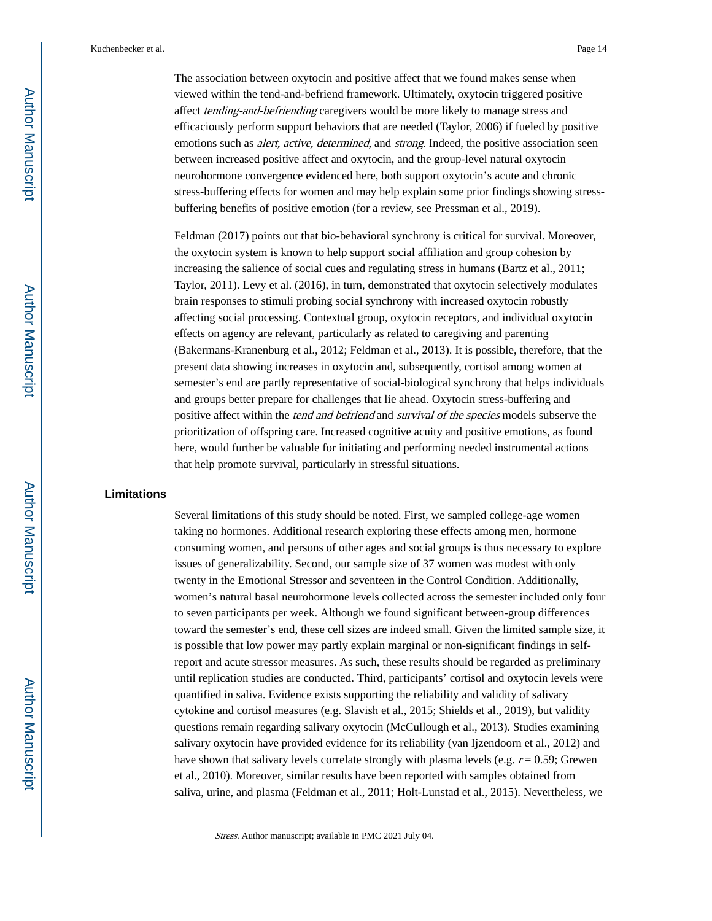The association between oxytocin and positive affect that we found makes sense when viewed within the tend-and-befriend framework. Ultimately, oxytocin triggered positive affect *tending-and-befriending* caregivers would be more likely to manage stress and efficaciously perform support behaviors that are needed (Taylor, 2006) if fueled by positive emotions such as *alert, active, determined*, and *strong*. Indeed, the positive association seen between increased positive affect and oxytocin, and the group-level natural oxytocin neurohormone convergence evidenced here, both support oxytocin's acute and chronic stress-buffering effects for women and may help explain some prior findings showing stress-buffering benefits of positive emotion (for a review, see Pressman et al., 2019).

Feldman (2017) points out that bio-behavioral synchrony is critical for survival. Moreover, the oxytocin system is known to help support social affiliation and group cohesion by increasing the salience of social cues and regulating stress in humans (Bartz et al., 2011; Taylor, 2011). Levy et al. (2016), in turn, demonstrated that oxytocin selectively modulates brain responses to stimuli probing social synchrony with increased oxytocin robustly affecting social processing. Contextual group, oxytocin receptors, and individual oxytocin effects on agency are relevant, particularly as related to caregiving and parenting (Bakermans-Kranenburg et al., 2012; Feldman et al., 2013). It is possible, therefore, that the present data showing increases in oxytocin and, subsequently, cortisol among women at semester's end are partly representative of social-biological synchrony that helps individuals and groups better prepare for challenges that lie ahead. Oxytocin stress-buffering and positive affect within the *tend and befriend* and *survival of the species* models subserve the prioritization of offspring care. Increased cognitive acuity and positive emotions, as found here, would further be valuable for initiating and performing needed instrumental actions that help promote survival, particularly in stressful situations.

## Limitations

Several limitations of this study should be noted. First, we sampled college-age women taking no hormones. Additional research exploring these effects among men, hormone consuming women, and persons of other ages and social groups is thus necessary to explore issues of generalizability. Second, our sample size of 37 women was modest with only twenty in the Emotional Stressor and seventeen in the Control Condition. Additionally, women's natural basal neurohormone levels collected across the semester included only four to seven participants per week. Although we found significant between-group differences toward the semester's end, these cell sizes are indeed small. Given the limited sample size, it is possible that low power may partly explain marginal or non-significant findings in self-report and acute stressor measures. As such, these results should be regarded as preliminary until replication studies are conducted. Third, participants' cortisol and oxytocin levels were quantified in saliva. Evidence exists supporting the reliability and validity of salivary cytokine and cortisol measures (e.g. Slavish et al., 2015; Shields et al., 2019), but validity questions remain regarding salivary oxytocin (McCullough et al., 2013). Studies examining salivary oxytocin have provided evidence for its reliability (van Ijzendoorn et al., 2012) and have shown that salivary levels correlate strongly with plasma levels (e.g. $r = 0.59$; Grewen et al., 2010). Moreover, similar results have been reported with samples obtained from saliva, urine, and plasma (Feldman et al., 2011; Holt-Lunstad et al., 2015). Nevertheless, we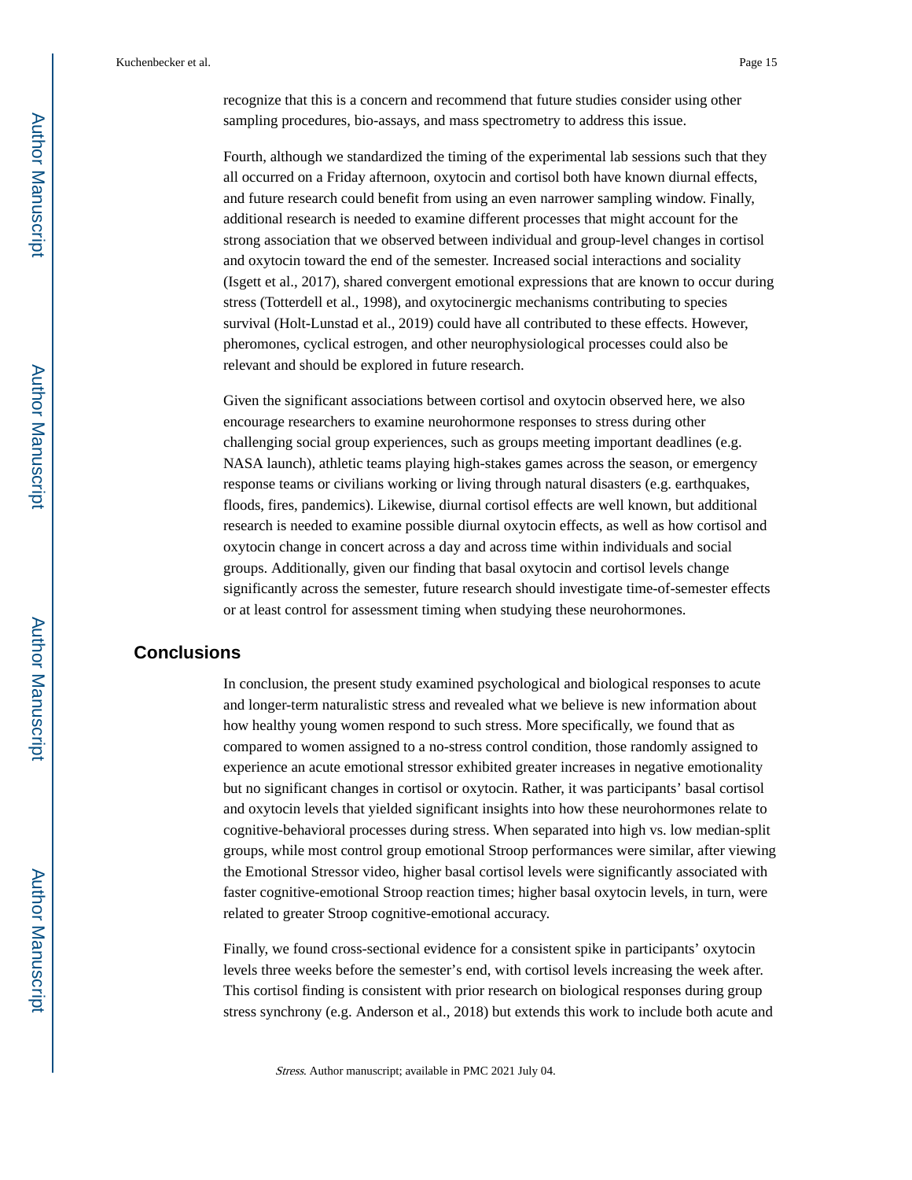recognize that this is a concern and recommend that future studies consider using other sampling procedures, bio-assays, and mass spectrometry to address this issue.

Fourth, although we standardized the timing of the experimental lab sessions such that they all occurred on a Friday afternoon, oxytocin and cortisol both have known diurnal effects, and future research could benefit from using an even narrower sampling window. Finally, additional research is needed to examine different processes that might account for the strong association that we observed between individual and group-level changes in cortisol and oxytocin toward the end of the semester. Increased social interactions and sociality (Isgett et al., 2017), shared convergent emotional expressions that are known to occur during stress (Totterdell et al., 1998), and oxytocinergic mechanisms contributing to species survival (Holt-Lunstad et al., 2019) could have all contributed to these effects. However, pheromones, cyclical estrogen, and other neurophysiological processes could also be relevant and should be explored in future research.

Given the significant associations between cortisol and oxytocin observed here, we also encourage researchers to examine neurohormone responses to stress during other challenging social group experiences, such as groups meeting important deadlines (e.g. NASA launch), athletic teams playing high-stakes games across the season, or emergency response teams or civilians working or living through natural disasters (e.g. earthquakes, floods, fires, pandemics). Likewise, diurnal cortisol effects are well known, but additional research is needed to examine possible diurnal oxytocin effects, as well as how cortisol and oxytocin change in concert across a day and across time within individuals and social groups. Additionally, given our finding that basal oxytocin and cortisol levels change significantly across the semester, future research should investigate time-of-semester effects or at least control for assessment timing when studying these neurohormones.

## Conclusions

In conclusion, the present study examined psychological and biological responses to acute and longer-term naturalistic stress and revealed what we believe is new information about how healthy young women respond to such stress. More specifically, we found that as compared to women assigned to a no-stress control condition, those randomly assigned to experience an acute emotional stressor exhibited greater increases in negative emotionality but no significant changes in cortisol or oxytocin. Rather, it was participants' basal cortisol and oxytocin levels that yielded significant insights into how these neurohormones relate to cognitive-behavioral processes during stress. When separated into high vs. low median-split groups, while most control group emotional Stroop performances were similar, after viewing the Emotional Stressor video, higher basal cortisol levels were significantly associated with faster cognitive-emotional Stroop reaction times; higher basal oxytocin levels, in turn, were related to greater Stroop cognitive-emotional accuracy.

Finally, we found cross-sectional evidence for a consistent spike in participants' oxytocin levels three weeks before the semester's end, with cortisol levels increasing the week after. This cortisol finding is consistent with prior research on biological responses during group stress synchrony (e.g. Anderson et al., 2018) but extends this work to include both acute and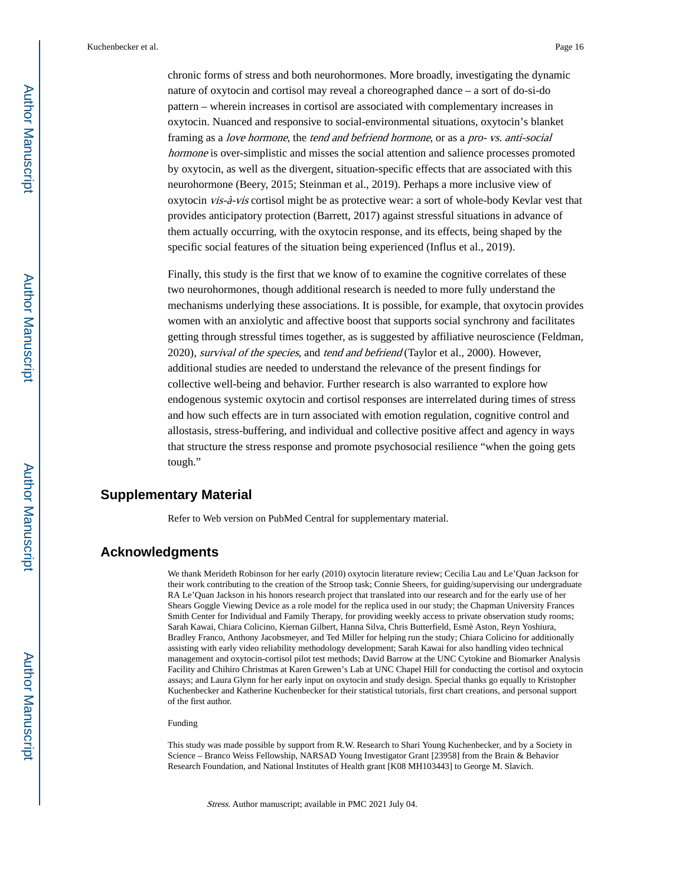chronic forms of stress and both neurohormones. More broadly, investigating the dynamic nature of oxytocin and cortisol may reveal a choreographed dance – a sort of do-si-do pattern – wherein increases in cortisol are associated with complementary increases in oxytocin. Nuanced and responsive to social-environmental situations, oxytocin's blanket framing as a *love hormone*, the *tend and befriend hormone*, or as a *pro- vs. anti-social hormone* is over-simplistic and misses the social attention and salience processes promoted by oxytocin, as well as the divergent, situation-specific effects that are associated with this neurohormone (Beery, 2015; Steinman et al., 2019). Perhaps a more inclusive view of oxytocin *vis-à-vis* cortisol might be as protective wear: a sort of whole-body Kevlar vest that provides anticipatory protection (Barrett, 2017) against stressful situations in advance of them actually occurring, with the oxytocin response, and its effects, being shaped by the specific social features of the situation being experienced (Influs et al., 2019).

Finally, this study is the first that we know of to examine the cognitive correlates of these two neurohormones, though additional research is needed to more fully understand the mechanisms underlying these associations. It is possible, for example, that oxytocin provides women with an anxiolytic and affective boost that supports social synchrony and facilitates getting through stressful times together, as is suggested by affiliative neuroscience (Feldman, 2020), *survival of the species*, and *tend and befriend* (Taylor et al., 2000). However, additional studies are needed to understand the relevance of the present findings for collective well-being and behavior. Further research is also warranted to explore how endogenous systemic oxytocin and cortisol responses are interrelated during times of stress and how such effects are in turn associated with emotion regulation, cognitive control and allostasis, stress-buffering, and individual and collective positive affect and agency in ways that structure the stress response and promote psychosocial resilience "when the going gets tough."

## Supplementary Material

Refer to Web version on PubMed Central for supplementary material.

## Acknowledgments

We thank Merideth Robinson for her early (2010) oxytocin literature review; Cecilia Lau and Le'Quan Jackson for their work contributing to the creation of the Stroop task; Connie Sheers, for guiding/supervising our undergraduate RA Le'Quan Jackson in his honors research project that translated into our research and for the early use of her Shears Goggle Viewing Device as a role model for the replica used in our study; the Chapman University Frances Smith Center for Individual and Family Therapy, for providing weekly access to private observation study rooms; Sarah Kawai, Chiara Colicino, Kiernan Gilbert, Hanna Silva, Chris Butterfield, Esmè Aston, Reyn Yoshiura, Bradley Franco, Anthony Jacobsmeyer, and Ted Miller for helping run the study; Chiara Colicino for additionally assisting with early video reliability methodology development; Sarah Kawai for also handling video technical management and oxytocin-cortisol pilot test methods; David Barrow at the UNC Cytokine and Biomarker Analysis Facility and Chihiro Christmas at Karen Grewen's Lab at UNC Chapel Hill for conducting the cortisol and oxytocin assays; and Laura Glynn for her early input on oxytocin and study design. Special thanks go equally to Kristopher Kuchenbecker and Katherine Kuchenbecker for their statistical tutorials, first chart creations, and personal support of the first author.

Funding

This study was made possible by support from R.W. Research to Shari Young Kuchenbecker, and by a Society in Science – Branco Weiss Fellowship, NARSAD Young Investigator Grant [23958] from the Brain & Behavior Research Foundation, and National Institutes of Health grant [K08 MH103443] to George M. Slavich.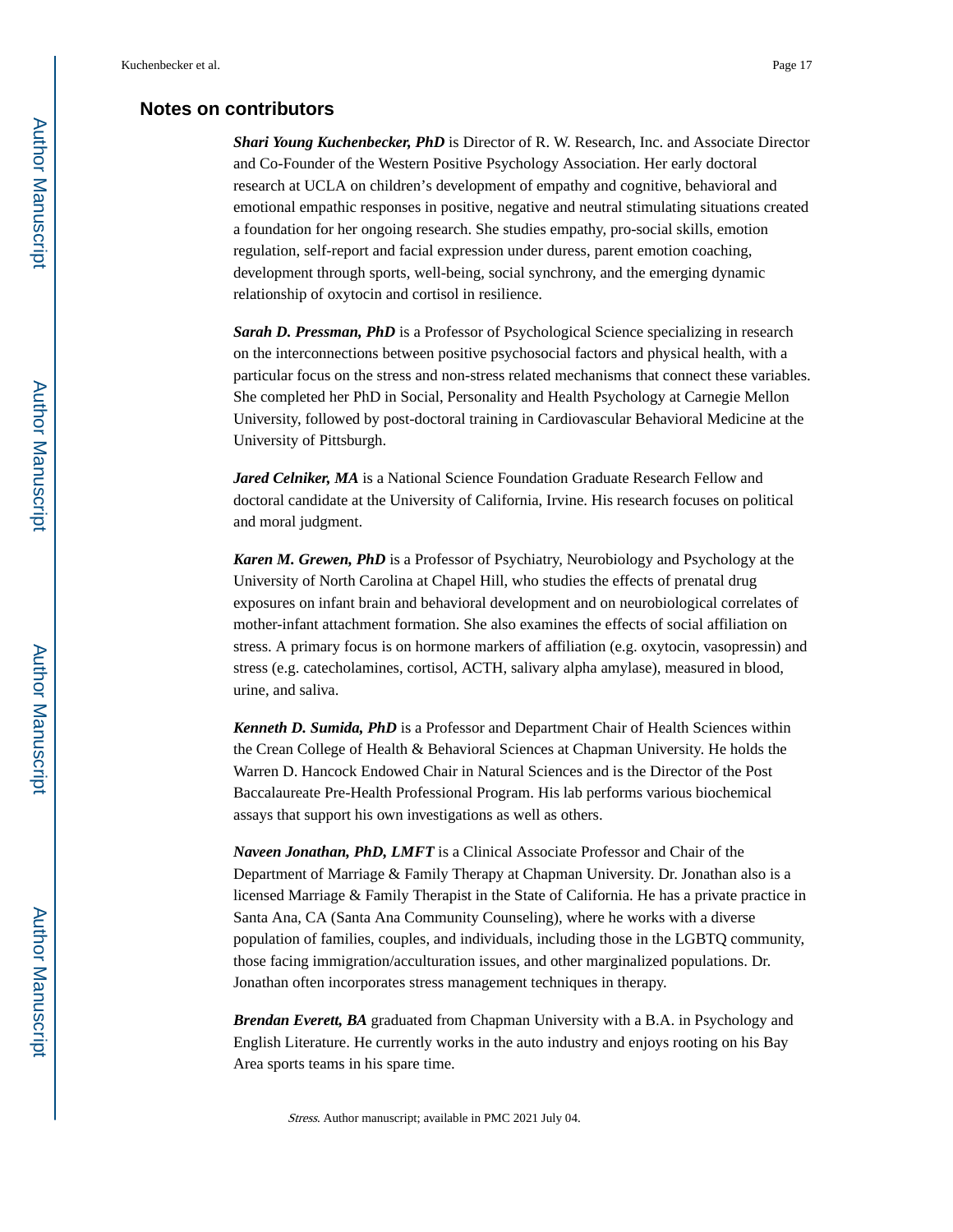## Notes on contributors

***Shari Young Kuchenbecker, PhD*** is Director of R. W. Research, Inc. and Associate Director and Co-Founder of the Western Positive Psychology Association. Her early doctoral research at UCLA on children's development of empathy and cognitive, behavioral and emotional empathic responses in positive, negative and neutral stimulating situations created a foundation for her ongoing research. She studies empathy, pro-social skills, emotion regulation, self-report and facial expression under duress, parent emotion coaching, development through sports, well-being, social synchrony, and the emerging dynamic relationship of oxytocin and cortisol in resilience.

***Sarah D. Pressman, PhD*** is a Professor of Psychological Science specializing in research on the interconnections between positive psychosocial factors and physical health, with a particular focus on the stress and non-stress related mechanisms that connect these variables. She completed her PhD in Social, Personality and Health Psychology at Carnegie Mellon University, followed by post-doctoral training in Cardiovascular Behavioral Medicine at the University of Pittsburgh.

***Jared Celniker, MA*** is a National Science Foundation Graduate Research Fellow and doctoral candidate at the University of California, Irvine. His research focuses on political and moral judgment.

***Karen M. Grewen, PhD*** is a Professor of Psychiatry, Neurobiology and Psychology at the University of North Carolina at Chapel Hill, who studies the effects of prenatal drug exposures on infant brain and behavioral development and on neurobiological correlates of mother-infant attachment formation. She also examines the effects of social affiliation on stress. A primary focus is on hormone markers of affiliation (e.g. oxytocin, vasopressin) and stress (e.g. catecholamines, cortisol, ACTH, salivary alpha amylase), measured in blood, urine, and saliva.

***Kenneth D. Sumida, PhD*** is a Professor and Department Chair of Health Sciences within the Crean College of Health & Behavioral Sciences at Chapman University. He holds the Warren D. Hancock Endowed Chair in Natural Sciences and is the Director of the Post Baccalaureate Pre-Health Professional Program. His lab performs various biochemical assays that support his own investigations as well as others.

***Naveen Jonathan, PhD, LMFT*** is a Clinical Associate Professor and Chair of the Department of Marriage & Family Therapy at Chapman University. Dr. Jonathan also is a licensed Marriage & Family Therapist in the State of California. He has a private practice in Santa Ana, CA (Santa Ana Community Counseling), where he works with a diverse population of families, couples, and individuals, including those in the LGBTQ community, those facing immigration/acculturation issues, and other marginalized populations. Dr. Jonathan often incorporates stress management techniques in therapy.

***Brendan Everett, BA*** graduated from Chapman University with a B.A. in Psychology and English Literature. He currently works in the auto industry and enjoys rooting on his Bay Area sports teams in his spare time.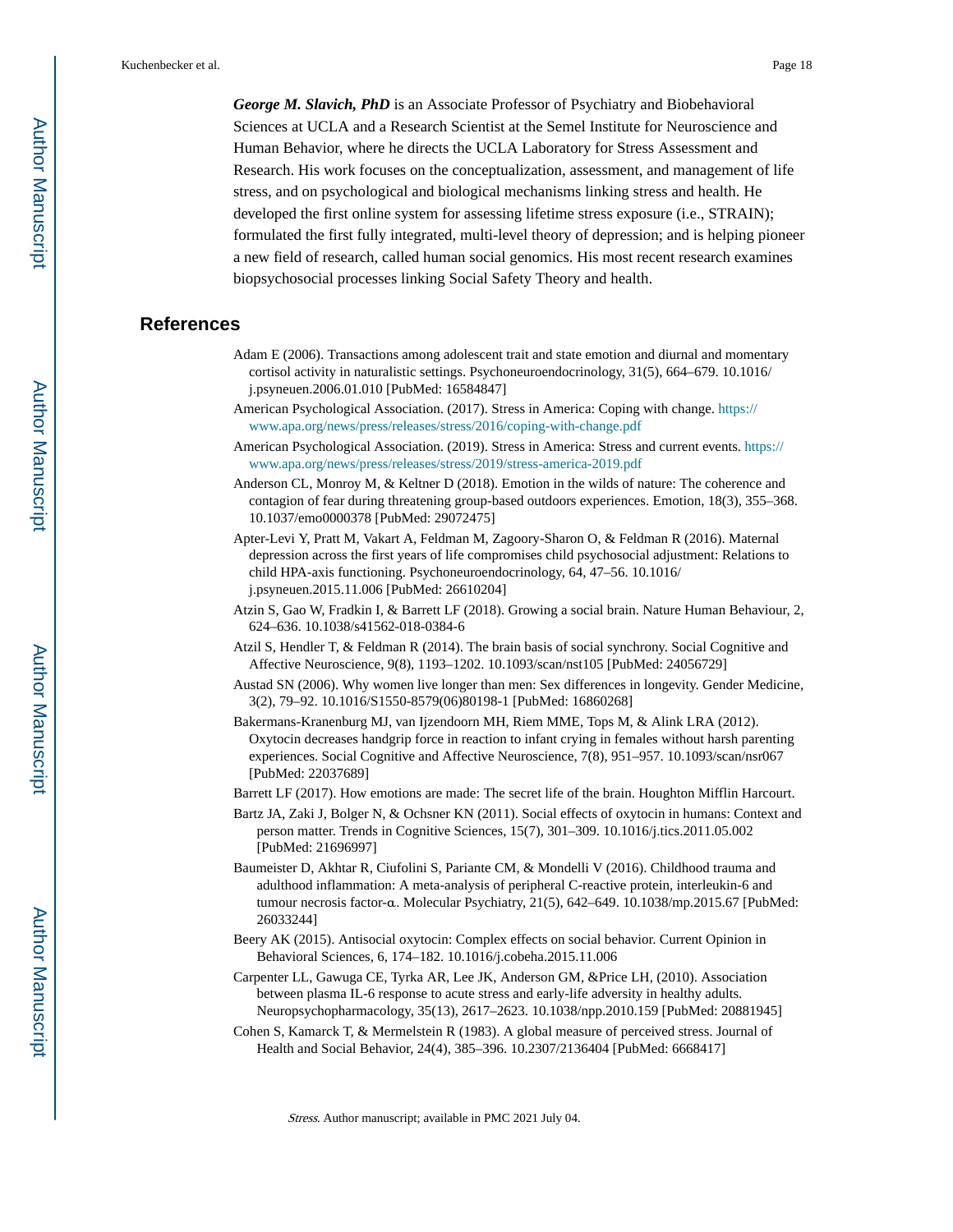***George M. Slavich, PhD*** is an Associate Professor of Psychiatry and Biobehavioral Sciences at UCLA and a Research Scientist at the Semel Institute for Neuroscience and Human Behavior, where he directs the UCLA Laboratory for Stress Assessment and Research. His work focuses on the conceptualization, assessment, and management of life stress, and on psychological and biological mechanisms linking stress and health. He developed the first online system for assessing lifetime stress exposure (i.e., STRAIN); formulated the first fully integrated, multi-level theory of depression; and is helping pioneer a new field of research, called human social genomics. His most recent research examines biopsychosocial processes linking Social Safety Theory and health.

## References

Adam E (2006). Transactions among adolescent trait and state emotion and diurnal and momentary cortisol activity in naturalistic settings. Psychoneuroendocrinology, 31(5), 664–679. 10.1016/j.psyneuen.2006.01.010 [PubMed: 16584847]

American Psychological Association. (2017). Stress in America: Coping with change. https://www.apa.org/news/press/releases/stress/2016/coping-with-change.pdf

American Psychological Association. (2019). Stress in America: Stress and current events. https://www.apa.org/news/press/releases/stress/2019/stress-america-2019.pdf

Anderson CL, Monroy M, & Keltner D (2018). Emotion in the wilds of nature: The coherence and contagion of fear during threatening group-based outdoors experiences. Emotion, 18(3), 355–368. 10.1037/emo0000378 [PubMed: 29072475]

Apter-Levi Y, Pratt M, Vakart A, Feldman M, Zagoory-Sharon O, & Feldman R (2016). Maternal depression across the first years of life compromises child psychosocial adjustment: Relations to child HPA-axis functioning. Psychoneuroendocrinology, 64, 47–56. 10.1016/j.psyneuen.2015.11.006 [PubMed: 26610204]

Atzin S, Gao W, Fradkin I, & Barrett LF (2018). Growing a social brain. Nature Human Behaviour, 2, 624–636. 10.1038/s41562-018-0384-6

Atzil S, Hendler T, & Feldman R (2014). The brain basis of social synchrony. Social Cognitive and Affective Neuroscience, 9(8), 1193–1202. 10.1093/scan/nst105 [PubMed: 24056729]

Austad SN (2006). Why women live longer than men: Sex differences in longevity. Gender Medicine, 3(2), 79–92. 10.1016/S1550-8579(06)80198-1 [PubMed: 16860268]

Bakermans-Kranenburg MJ, van Ijzendoorn MH, Riem MME, Tops M, & Alink LRA (2012). Oxytocin decreases handgrip force in reaction to infant crying in females without harsh parenting experiences. Social Cognitive and Affective Neuroscience, 7(8), 951–957. 10.1093/scan/nsr067 [PubMed: 22037689]

Barrett LF (2017). How emotions are made: The secret life of the brain. Houghton Mifflin Harcourt.

Bartz JA, Zaki J, Bolger N, & Ochsner KN (2011). Social effects of oxytocin in humans: Context and person matter. Trends in Cognitive Sciences, 15(7), 301–309. 10.1016/j.tics.2011.05.002 [PubMed: 21696997]

Baumeister D, Akhtar R, Ciufolini S, Pariante CM, & Mondelli V (2016). Childhood trauma and adulthood inflammation: A meta-analysis of peripheral C-reactive protein, interleukin-6 and tumour necrosis factor-α. Molecular Psychiatry, 21(5), 642–649. 10.1038/mp.2015.67 [PubMed: 26033244]

Beery AK (2015). Antisocial oxytocin: Complex effects on social behavior. Current Opinion in Behavioral Sciences, 6, 174–182. 10.1016/j.cobeha.2015.11.006

Carpenter LL, Gawuga CE, Tyrka AR, Lee JK, Anderson GM, &Price LH, (2010). Association between plasma IL-6 response to acute stress and early-life adversity in healthy adults. Neuropsychopharmacology, 35(13), 2617–2623. 10.1038/npp.2010.159 [PubMed: 20881945]

Cohen S, Kamarck T, & Mermelstein R (1983). A global measure of perceived stress. Journal of Health and Social Behavior, 24(4), 385–396. 10.2307/2136404 [PubMed: 6668417]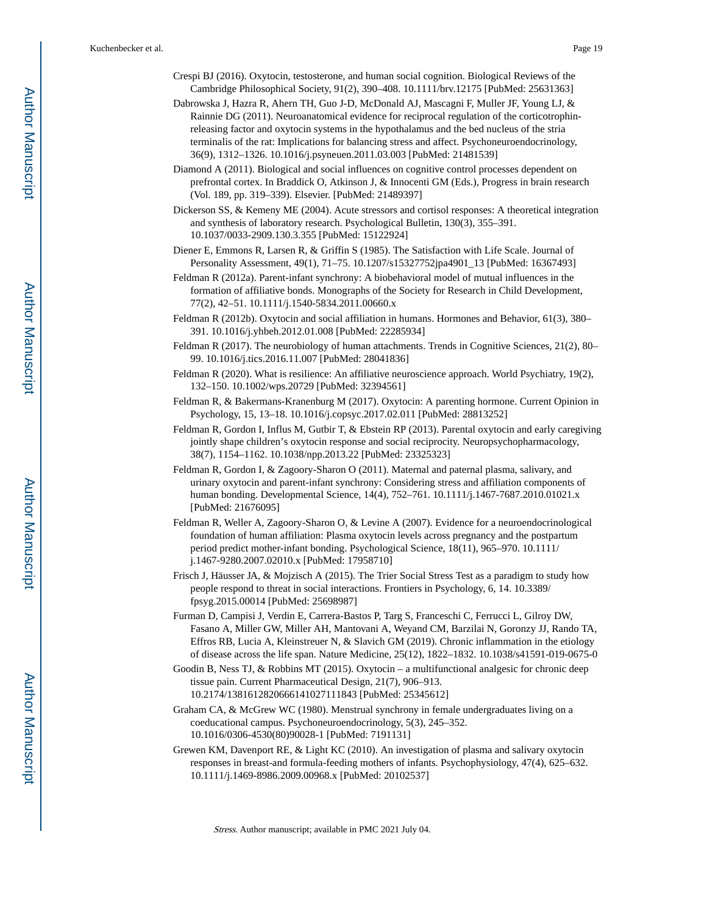Crespi BJ (2016). Oxytocin, testosterone, and human social cognition. Biological Reviews of the Cambridge Philosophical Society, 91(2), 390–408. 10.1111/brv.12175 [PubMed: 25631363]

Dabrowska J, Hazra R, Ahern TH, Guo J-D, McDonald AJ, Mascagni F, Muller JF, Young LJ, & Rainnie DG (2011). Neuroanatomical evidence for reciprocal regulation of the corticotrophin-releasing factor and oxytocin systems in the hypothalamus and the bed nucleus of the stria terminalis of the rat: Implications for balancing stress and affect. Psychoneuroendocrinology, 36(9), 1312–1326. 10.1016/j.psyneuen.2011.03.003 [PubMed: 21481539]

Diamond A (2011). Biological and social influences on cognitive control processes dependent on prefrontal cortex. In Braddick O, Atkinson J, & Innocenti GM (Eds.), Progress in brain research (Vol. 189, pp. 319–339). Elsevier. [PubMed: 21489397]

Dickerson SS, & Kemeny ME (2004). Acute stressors and cortisol responses: A theoretical integration and synthesis of laboratory research. Psychological Bulletin, 130(3), 355–391. 10.1037/0033-2909.130.3.355 [PubMed: 15122924]

Diener E, Emmons R, Larsen R, & Griffin S (1985). The Satisfaction with Life Scale. Journal of Personality Assessment, 49(1), 71–75. 10.1207/s15327752jpa4901_13 [PubMed: 16367493]

Feldman R (2012a). Parent-infant synchrony: A biobehavioral model of mutual influences in the formation of affiliative bonds. Monographs of the Society for Research in Child Development, 77(2), 42–51. 10.1111/j.1540-5834.2011.00660.x

Feldman R (2012b). Oxytocin and social affiliation in humans. Hormones and Behavior, 61(3), 380–391. 10.1016/j.yhbeh.2012.01.008 [PubMed: 22285934]

Feldman R (2017). The neurobiology of human attachments. Trends in Cognitive Sciences, 21(2), 80–99. 10.1016/j.tics.2016.11.007 [PubMed: 28041836]

Feldman R (2020). What is resilience: An affiliative neuroscience approach. World Psychiatry, 19(2), 132–150. 10.1002/wps.20729 [PubMed: 32394561]

Feldman R, & Bakermans-Kranenburg M (2017). Oxytocin: A parenting hormone. Current Opinion in Psychology, 15, 13–18. 10.1016/j.copsyc.2017.02.011 [PubMed: 28813252]

Feldman R, Gordon I, Influs M, Gutbir T, & Ebstein RP (2013). Parental oxytocin and early caregiving jointly shape children's oxytocin response and social reciprocity. Neuropsychopharmacology, 38(7), 1154–1162. 10.1038/npp.2013.22 [PubMed: 23325323]

Feldman R, Gordon I, & Zagoory-Sharon O (2011). Maternal and paternal plasma, salivary, and urinary oxytocin and parent-infant synchrony: Considering stress and affiliation components of human bonding. Developmental Science, 14(4), 752–761. 10.1111/j.1467-7687.2010.01021.x [PubMed: 21676095]

Feldman R, Weller A, Zagoory-Sharon O, & Levine A (2007). Evidence for a neuroendocrinological foundation of human affiliation: Plasma oxytocin levels across pregnancy and the postpartum period predict mother-infant bonding. Psychological Science, 18(11), 965–970. 10.1111/j.1467-9280.2007.02010.x [PubMed: 17958710]

Frisch J, Häusser JA, & Mojzisch A (2015). The Trier Social Stress Test as a paradigm to study how people respond to threat in social interactions. Frontiers in Psychology, 6, 14. 10.3389/fpsyg.2015.00014 [PubMed: 25698987]

Furman D, Campisi J, Verdin E, Carrera-Bastos P, Targ S, Franceschi C, Ferrucci L, Gilroy DW, Fasano A, Miller GW, Miller AH, Mantovani A, Weyand CM, Barzilai N, Goronzy JJ, Rando TA, Effros RB, Lucia A, Kleinstreuer N, & Slavich GM (2019). Chronic inflammation in the etiology of disease across the life span. Nature Medicine, 25(12), 1822–1832. 10.1038/s41591-019-0675-0

Goodin B, Ness TJ, & Robbins MT (2015). Oxytocin – a multifunctional analgesic for chronic deep tissue pain. Current Pharmaceutical Design, 21(7), 906–913. 10.2174/1381612820666141027111843 [PubMed: 25345612]

Graham CA, & McGrew WC (1980). Menstrual synchrony in female undergraduates living on a coeducational campus. Psychoneuroendocrinology, 5(3), 245–352. 10.1016/0306-4530(80)90028-1 [PubMed: 7191131]

Grewen KM, Davenport RE, & Light KC (2010). An investigation of plasma and salivary oxytocin responses in breast-and formula-feeding mothers of infants. Psychophysiology, 47(4), 625–632. 10.1111/j.1469-8986.2009.00968.x [PubMed: 20102537]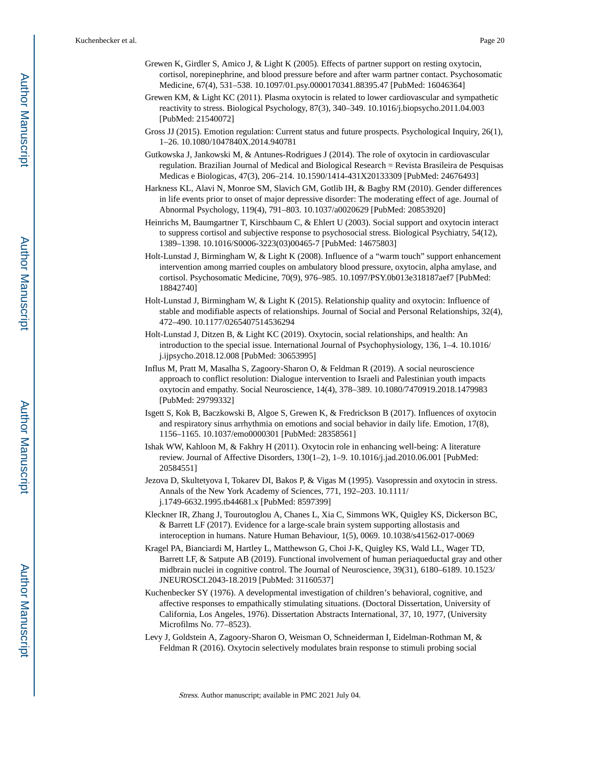Grewen K, Girdler S, Amico J, & Light K (2005). Effects of partner support on resting oxytocin, cortisol, norepinephrine, and blood pressure before and after warm partner contact. Psychosomatic Medicine, 67(4), 531–538. 10.1097/01.psy.0000170341.88395.47 [PubMed: 16046364]

Grewen KM, & Light KC (2011). Plasma oxytocin is related to lower cardiovascular and sympathetic reactivity to stress. Biological Psychology, 87(3), 340–349. 10.1016/j.biopsycho.2011.04.003 [PubMed: 21540072]

Gross JJ (2015). Emotion regulation: Current status and future prospects. Psychological Inquiry, 26(1), 1–26. 10.1080/1047840X.2014.940781

Gutkowska J, Jankowski M, & Antunes-Rodrigues J (2014). The role of oxytocin in cardiovascular regulation. Brazilian Journal of Medical and Biological Research = Revista Brasileira de Pesquisas Medicas e Biologicas, 47(3), 206–214. 10.1590/1414-431X20133309 [PubMed: 24676493]

Harkness KL, Alavi N, Monroe SM, Slavich GM, Gotlib IH, & Bagby RM (2010). Gender differences in life events prior to onset of major depressive disorder: The moderating effect of age. Journal of Abnormal Psychology, 119(4), 791–803. 10.1037/a0020629 [PubMed: 20853920]

Heinrichs M, Baumgartner T, Kirschbaum C, & Ehlert U (2003). Social support and oxytocin interact to suppress cortisol and subjective response to psychosocial stress. Biological Psychiatry, 54(12), 1389–1398. 10.1016/S0006-3223(03)00465-7 [PubMed: 14675803]

Holt-Lunstad J, Birmingham W, & Light K (2008). Influence of a "warm touch" support enhancement intervention among married couples on ambulatory blood pressure, oxytocin, alpha amylase, and cortisol. Psychosomatic Medicine, 70(9), 976–985. 10.1097/PSY.0b013e318187aef7 [PubMed: 18842740]

Holt-Lunstad J, Birmingham W, & Light K (2015). Relationship quality and oxytocin: Influence of stable and modifiable aspects of relationships. Journal of Social and Personal Relationships, 32(4), 472–490. 10.1177/0265407514536294

Holt-Lunstad J, Ditzen B, & Light KC (2019). Oxytocin, social relationships, and health: An introduction to the special issue. International Journal of Psychophysiology, 136, 1–4. 10.1016/j.ijpsycho.2018.12.008 [PubMed: 30653995]

Influs M, Pratt M, Masalha S, Zagoory-Sharon O, & Feldman R (2019). A social neuroscience approach to conflict resolution: Dialogue intervention to Israeli and Palestinian youth impacts oxytocin and empathy. Social Neuroscience, 14(4), 378–389. 10.1080/7470919.2018.1479983 [PubMed: 29799332]

Isgett S, Kok B, Baczkowski B, Algoe S, Grewen K, & Fredrickson B (2017). Influences of oxytocin and respiratory sinus arrhythmia on emotions and social behavior in daily life. Emotion, 17(8), 1156–1165. 10.1037/emo0000301 [PubMed: 28358561]

Ishak WW, Kahloon M, & Fakhry H (2011). Oxytocin role in enhancing well-being: A literature review. Journal of Affective Disorders, 130(1–2), 1–9. 10.1016/j.jad.2010.06.001 [PubMed: 20584551]

Jezova D, Skultetyova I, Tokarev DI, Bakos P, & Vigas M (1995). Vasopressin and oxytocin in stress. Annals of the New York Academy of Sciences, 771, 192–203. 10.1111/j.1749-6632.1995.tb44681.x [PubMed: 8597399]

Kleckner IR, Zhang J, Touroutoglou A, Chanes L, Xia C, Simmons WK, Quigley KS, Dickerson BC, & Barrett LF (2017). Evidence for a large-scale brain system supporting allostasis and interoception in humans. Nature Human Behaviour, 1(5), 0069. 10.1038/s41562-017-0069

Kragel PA, Bianciardi M, Hartley L, Matthewson G, Choi J-K, Quigley KS, Wald LL, Wager TD, Barrett LF, & Satpute AB (2019). Functional involvement of human periaqueductal gray and other midbrain nuclei in cognitive control. The Journal of Neuroscience, 39(31), 6180–6189. 10.1523/JNEUROSCI.2043-18.2019 [PubMed: 31160537]

Kuchenbecker SY (1976). A developmental investigation of children's behavioral, cognitive, and affective responses to empathically stimulating situations. (Doctoral Dissertation, University of California, Los Angeles, 1976). Dissertation Abstracts International, 37, 10, 1977, (University Microfilms No. 77–8523).

Levy J, Goldstein A, Zagoory-Sharon O, Weisman O, Schneiderman I, Eidelman-Rothman M, & Feldman R (2016). Oxytocin selectively modulates brain response to stimuli probing social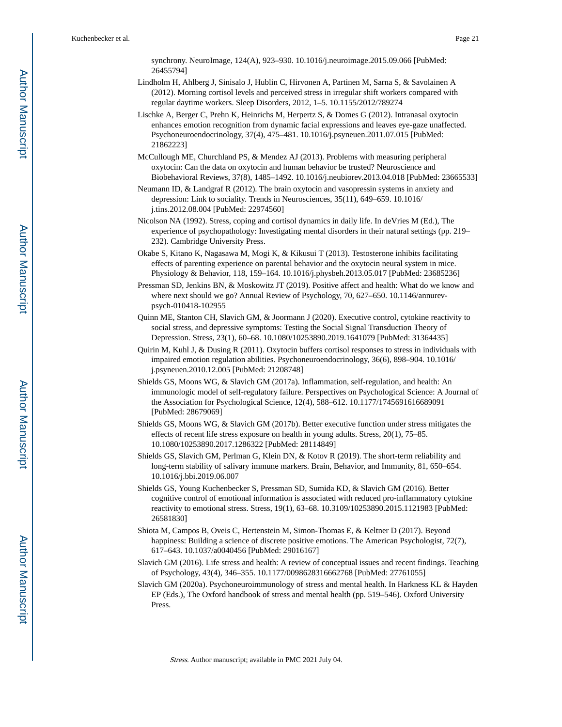synchrony. NeuroImage, 124(A), 923–930. 10.1016/j.neuroimage.2015.09.066 [PubMed: 26455794]

Lindholm H, Ahlberg J, Sinisalo J, Hublin C, Hirvonen A, Partinen M, Sarna S, & Savolainen A (2012). Morning cortisol levels and perceived stress in irregular shift workers compared with regular daytime workers. Sleep Disorders, 2012, 1–5. 10.1155/2012/789274

Lischke A, Berger C, Prehn K, Heinrichs M, Herpertz S, & Domes G (2012). Intranasal oxytocin enhances emotion recognition from dynamic facial expressions and leaves eye-gaze unaffected. Psychoneuroendocrinology, 37(4), 475–481. 10.1016/j.psyneuen.2011.07.015 [PubMed: 21862223]

McCullough ME, Churchland PS, & Mendez AJ (2013). Problems with measuring peripheral oxytocin: Can the data on oxytocin and human behavior be trusted? Neuroscience and Biobehavioral Reviews, 37(8), 1485–1492. 10.1016/j.neubiorev.2013.04.018 [PubMed: 23665533]

Neumann ID, & Landgraf R (2012). The brain oxytocin and vasopressin systems in anxiety and depression: Link to sociality. Trends in Neurosciences, 35(11), 649–659. 10.1016/j.tins.2012.08.004 [PubMed: 22974560]

Nicolson NA (1992). Stress, coping and cortisol dynamics in daily life. In deVries M (Ed.), The experience of psychopathology: Investigating mental disorders in their natural settings (pp. 219–232). Cambridge University Press.

Okabe S, Kitano K, Nagasawa M, Mogi K, & Kikusui T (2013). Testosterone inhibits facilitating effects of parenting experience on parental behavior and the oxytocin neural system in mice. Physiology & Behavior, 118, 159–164. 10.1016/j.physbeh.2013.05.017 [PubMed: 23685236]

Pressman SD, Jenkins BN, & Moskowitz JT (2019). Positive affect and health: What do we know and where next should we go? Annual Review of Psychology, 70, 627–650. 10.1146/annurev-psych-010418-102955

Quinn ME, Stanton CH, Slavich GM, & Joormann J (2020). Executive control, cytokine reactivity to social stress, and depressive symptoms: Testing the Social Signal Transduction Theory of Depression. Stress, 23(1), 60–68. 10.1080/10253890.2019.1641079 [PubMed: 31364435]

Quirin M, Kuhl J, & Dusing R (2011). Oxytocin buffers cortisol responses to stress in individuals with impaired emotion regulation abilities. Psychoneuroendocrinology, 36(6), 898–904. 10.1016/j.psyneuen.2010.12.005 [PubMed: 21208748]

Shields GS, Moons WG, & Slavich GM (2017a). Inflammation, self-regulation, and health: An immunologic model of self-regulatory failure. Perspectives on Psychological Science: A Journal of the Association for Psychological Science, 12(4), 588–612. 10.1177/1745691616689091 [PubMed: 28679069]

Shields GS, Moons WG, & Slavich GM (2017b). Better executive function under stress mitigates the effects of recent life stress exposure on health in young adults. Stress, 20(1), 75–85. 10.1080/10253890.2017.1286322 [PubMed: 28114849]

Shields GS, Slavich GM, Perlman G, Klein DN, & Kotov R (2019). The short-term reliability and long-term stability of salivary immune markers. Brain, Behavior, and Immunity, 81, 650–654. 10.1016/j.bbi.2019.06.007

Shields GS, Young Kuchenbecker S, Pressman SD, Sumida KD, & Slavich GM (2016). Better cognitive control of emotional information is associated with reduced pro-inflammatory cytokine reactivity to emotional stress. Stress, 19(1), 63–68. 10.3109/10253890.2015.1121983 [PubMed: 26581830]

Shiota M, Campos B, Oveis C, Hertenstein M, Simon-Thomas E, & Keltner D (2017). Beyond happiness: Building a science of discrete positive emotions. The American Psychologist, 72(7), 617–643. 10.1037/a0040456 [PubMed: 29016167]

Slavich GM (2016). Life stress and health: A review of conceptual issues and recent findings. Teaching of Psychology, 43(4), 346–355. 10.1177/0098628316662768 [PubMed: 27761055]

Slavich GM (2020a). Psychoneuroimmunology of stress and mental health. In Harkness KL & Hayden EP (Eds.), The Oxford handbook of stress and mental health (pp. 519–546). Oxford University Press.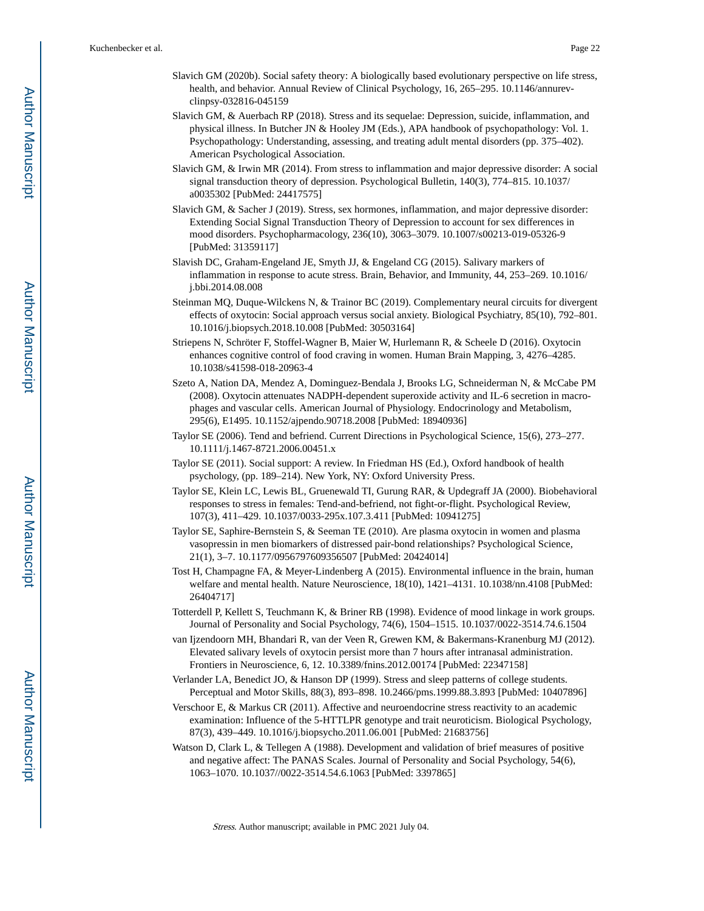Slavich GM (2020b). Social safety theory: A biologically based evolutionary perspective on life stress, health, and behavior. Annual Review of Clinical Psychology, 16, 265–295. 10.1146/annurev-clinpsy-032816-045159

Slavich GM, & Auerbach RP (2018). Stress and its sequelae: Depression, suicide, inflammation, and physical illness. In Butcher JN & Hooley JM (Eds.), APA handbook of psychopathology: Vol. 1. Psychopathology: Understanding, assessing, and treating adult mental disorders (pp. 375–402). American Psychological Association.

Slavich GM, & Irwin MR (2014). From stress to inflammation and major depressive disorder: A social signal transduction theory of depression. Psychological Bulletin, 140(3), 774–815. 10.1037/a0035302 [PubMed: 24417575]

Slavich GM, & Sacher J (2019). Stress, sex hormones, inflammation, and major depressive disorder: Extending Social Signal Transduction Theory of Depression to account for sex differences in mood disorders. Psychopharmacology, 236(10), 3063–3079. 10.1007/s00213-019-05326-9 [PubMed: 31359117]

Slavish DC, Graham-Engeland JE, Smyth JJ, & Engeland CG (2015). Salivary markers of inflammation in response to acute stress. Brain, Behavior, and Immunity, 44, 253–269. 10.1016/j.bbi.2014.08.008

Steinman MQ, Duque-Wilckens N, & Trainor BC (2019). Complementary neural circuits for divergent effects of oxytocin: Social approach versus social anxiety. Biological Psychiatry, 85(10), 792–801. 10.1016/j.biopsych.2018.10.008 [PubMed: 30503164]

Striepens N, Schröter F, Stoffel-Wagner B, Maier W, Hurlemann R, & Scheele D (2016). Oxytocin enhances cognitive control of food craving in women. Human Brain Mapping, 3, 4276–4285. 10.1038/s41598-018-20963-4

Szeto A, Nation DA, Mendez A, Dominguez-Bendala J, Brooks LG, Schneiderman N, & McCabe PM (2008). Oxytocin attenuates NADPH-dependent superoxide activity and IL-6 secretion in macrophages and vascular cells. American Journal of Physiology. Endocrinology and Metabolism, 295(6), E1495. 10.1152/ajpendo.90718.2008 [PubMed: 18940936]

Taylor SE (2006). Tend and befriend. Current Directions in Psychological Science, 15(6), 273–277. 10.1111/j.1467-8721.2006.00451.x

Taylor SE (2011). Social support: A review. In Friedman HS (Ed.), Oxford handbook of health psychology, (pp. 189–214). New York, NY: Oxford University Press.

Taylor SE, Klein LC, Lewis BL, Gruenewald TI, Gurung RAR, & Updegraff JA (2000). Biobehavioral responses to stress in females: Tend-and-befriend, not fight-or-flight. Psychological Review, 107(3), 411–429. 10.1037/0033-295x.107.3.411 [PubMed: 10941275]

Taylor SE, Saphire-Bernstein S, & Seeman TE (2010). Are plasma oxytocin in women and plasma vasopressin in men biomarkers of distressed pair-bond relationships? Psychological Science, 21(1), 3–7. 10.1177/0956797609356507 [PubMed: 20424014]

Tost H, Champagne FA, & Meyer-Lindenberg A (2015). Environmental influence in the brain, human welfare and mental health. Nature Neuroscience, 18(10), 1421–4131. 10.1038/nn.4108 [PubMed: 26404717]

Totterdell P, Kellett S, Teuchmann K, & Briner RB (1998). Evidence of mood linkage in work groups. Journal of Personality and Social Psychology, 74(6), 1504–1515. 10.1037/0022-3514.74.6.1504

van Ijzendoorn MH, Bhandari R, van der Veen R, Grewen KM, & Bakermans-Kranenburg MJ (2012). Elevated salivary levels of oxytocin persist more than 7 hours after intranasal administration. Frontiers in Neuroscience, 6, 12. 10.3389/fnins.2012.00174 [PubMed: 22347158]

Verlander LA, Benedict JO, & Hanson DP (1999). Stress and sleep patterns of college students. Perceptual and Motor Skills, 88(3), 893–898. 10.2466/pms.1999.88.3.893 [PubMed: 10407896]

Verschoor E, & Markus CR (2011). Affective and neuroendocrine stress reactivity to an academic examination: Influence of the 5-HTTLPR genotype and trait neuroticism. Biological Psychology, 87(3), 439–449. 10.1016/j.biopsycho.2011.06.001 [PubMed: 21683756]

Watson D, Clark L, & Tellegen A (1988). Development and validation of brief measures of positive and negative affect: The PANAS Scales. Journal of Personality and Social Psychology, 54(6), 1063–1070. 10.1037//0022-3514.54.6.1063 [PubMed: 3397865]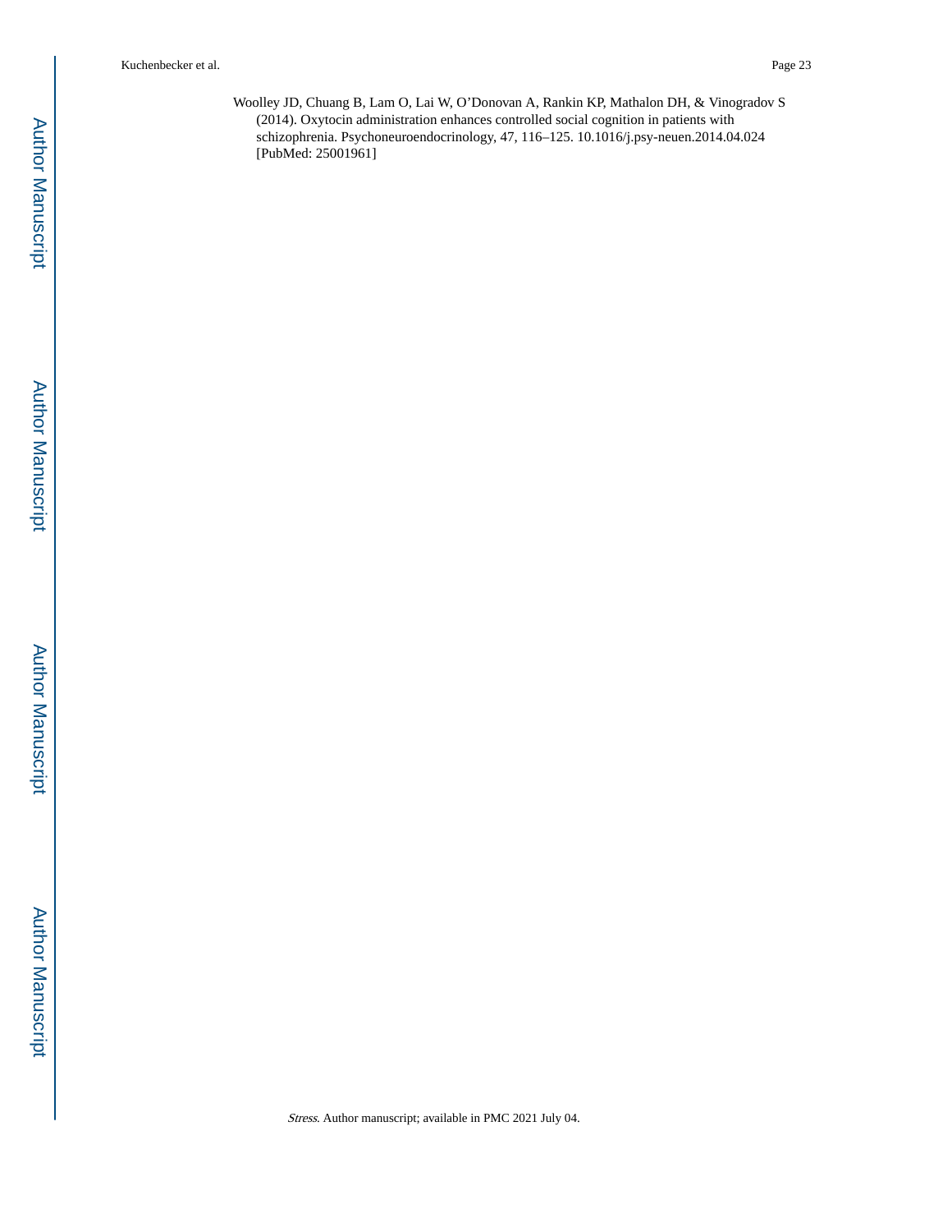Woolley JD, Chuang B, Lam O, Lai W, O'Donovan A, Rankin KP, Mathalon DH, & Vinogradov S (2014). Oxytocin administration enhances controlled social cognition in patients with schizophrenia. Psychoneuroendocrinology, 47, 116–125. 10.1016/j.psy-neuen.2014.04.024 [PubMed: 25001961]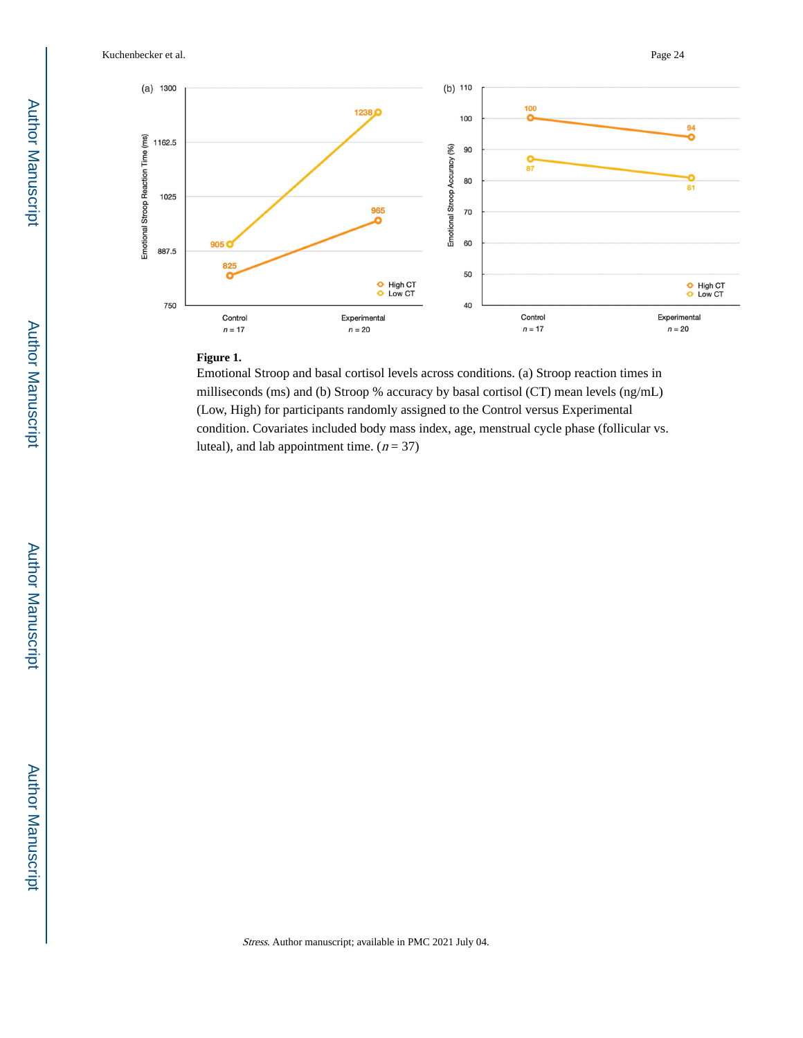**Figure 1.**

Emotional Stroop and basal cortisol levels across conditions. (a) Stroop reaction times in milliseconds (ms) and (b) Stroop % accuracy by basal cortisol (CT) mean levels (ng/mL) (Low, High) for participants randomly assigned to the Control versus Experimental condition. Covariates included body mass index, age, menstrual cycle phase (follicular vs. luteal), and lab appointment time. ($n = 37$)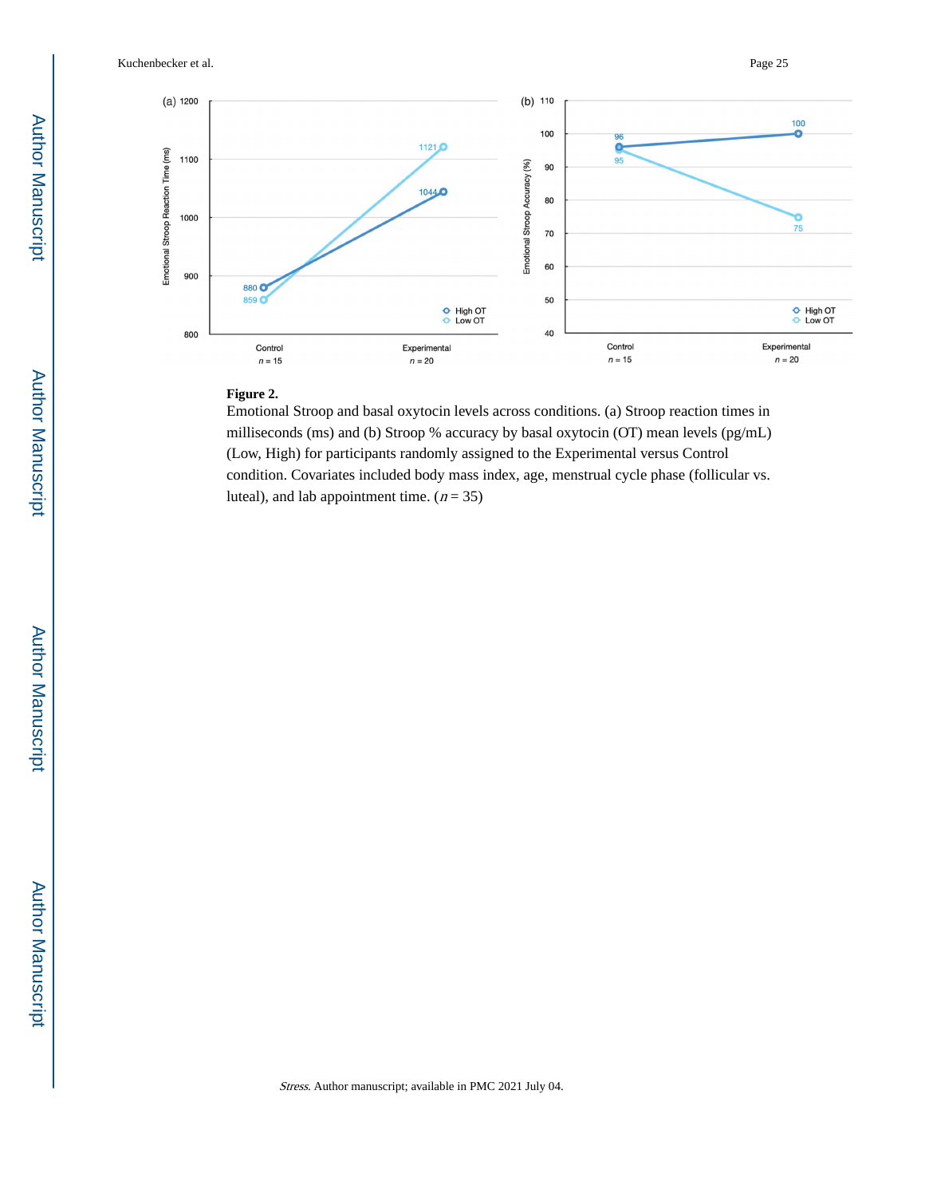**Figure 2.**

Emotional Stroop and basal oxytocin levels across conditions. (a) Stroop reaction times in milliseconds (ms) and (b) Stroop % accuracy by basal oxytocin (OT) mean levels (pg/mL) (Low, High) for participants randomly assigned to the Experimental versus Control condition. Covariates included body mass index, age, menstrual cycle phase (follicular vs. luteal), and lab appointment time. ($n = 35$)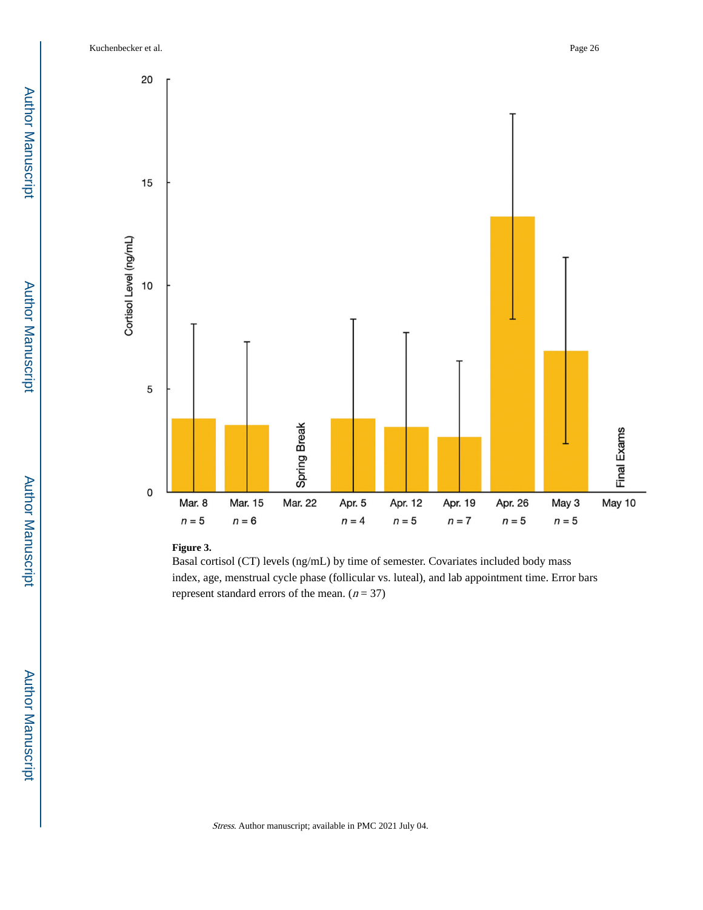**Figure 3.**

Basal cortisol (CT) levels (ng/mL) by time of semester. Covariates included body mass index, age, menstrual cycle phase (follicular vs. luteal), and lab appointment time. Error bars represent standard errors of the mean. ($n = 37$)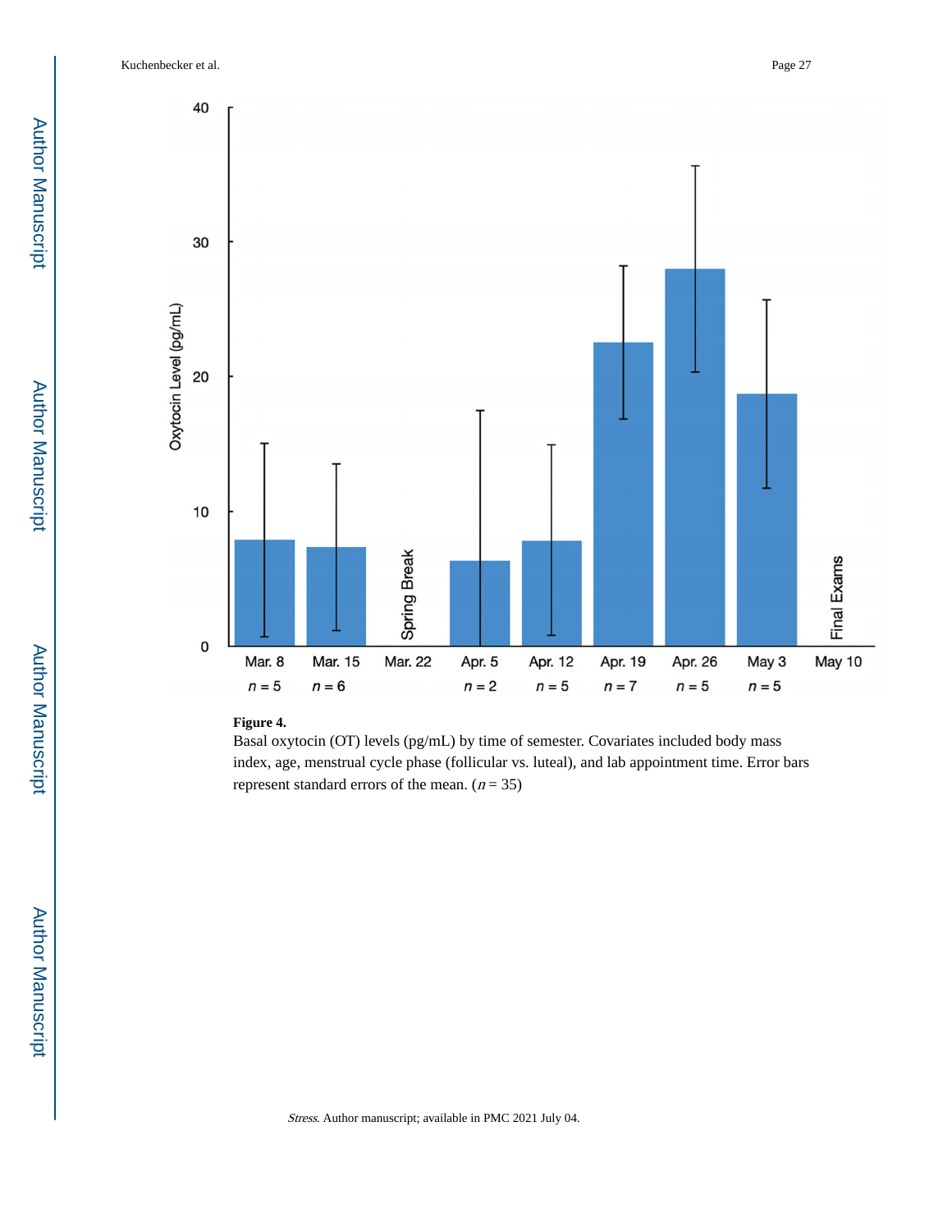40

30

20

10

0

Oxytocin Level (pg/mL)

Spring Break

Final Exams

Mar. 8 $n = 5$

Mar. 15 $n = 6$

Mar. 22

Apr. 5 $n = 2$

Apr. 12 $n = 5$

Apr. 19 $n = 7$

Apr. 26 $n = 5$

May 3 $n = 5$

May 10

**Figure 4.**

Basal oxytocin (OT) levels (pg/mL) by time of semester. Covariates included body mass index, age, menstrual cycle phase (follicular vs. luteal), and lab appointment time. Error bars represent standard errors of the mean. ($n = 35$)